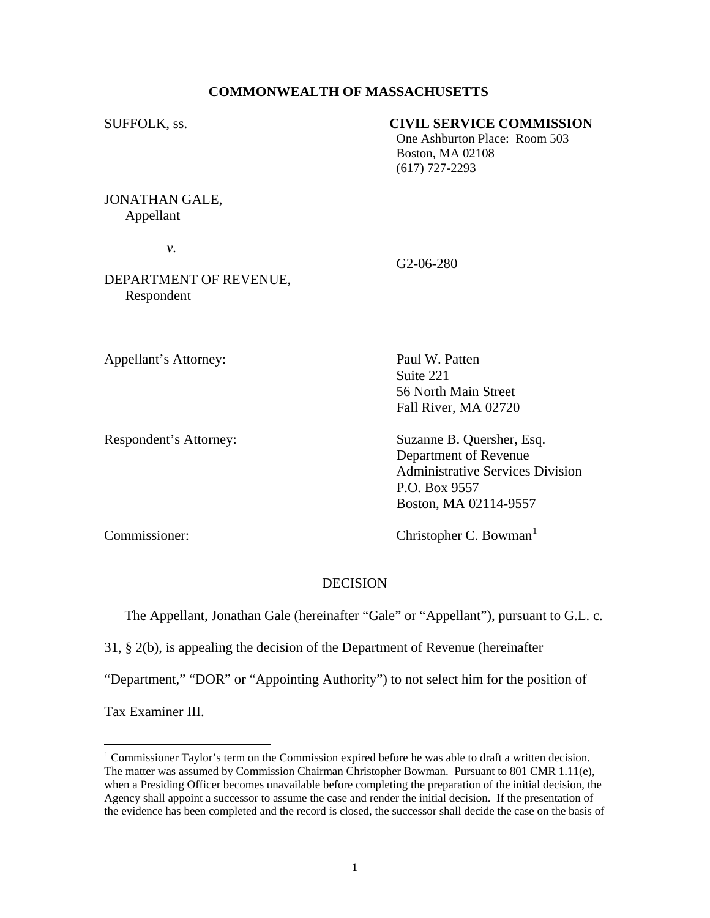**COMMONWEALTH OF MASSACHUSETTS**

SUFFOLK, ss.

**CIVIL SERVICE COMMISSION**
One Ashburton Place: Room 503
Boston, MA 02108
(617) 727-2293

JONATHAN GALE,
Appellant

*v.*

G2-06-280

DEPARTMENT OF REVENUE,
Respondent

Appellant's Attorney:
Paul W. Patten
Suite 221
56 North Main Street
Fall River, MA 02720

Respondent's Attorney:
Suzanne B. Quersher, Esq.
Department of Revenue
Administrative Services Division
P.O. Box 9557
Boston, MA 02114-9557

Commissioner:
Christopher C. Bowman[1]

DECISION

The Appellant, Jonathan Gale (hereinafter "Gale" or "Appellant"), pursuant to G.L. c. 31, § 2(b), is appealing the decision of the Department of Revenue (hereinafter "Department," "DOR" or "Appointing Authority") to not select him for the position of Tax Examiner III.

[1] Commissioner Taylor's term on the Commission expired before he was able to draft a written decision. The matter was assumed by Commission Chairman Christopher Bowman. Pursuant to 801 CMR 1.11(e), when a Presiding Officer becomes unavailable before completing the preparation of the initial decision, the Agency shall appoint a successor to assume the case and render the initial decision. If the presentation of the evidence has been completed and the record is closed, the successor shall decide the case on the basis of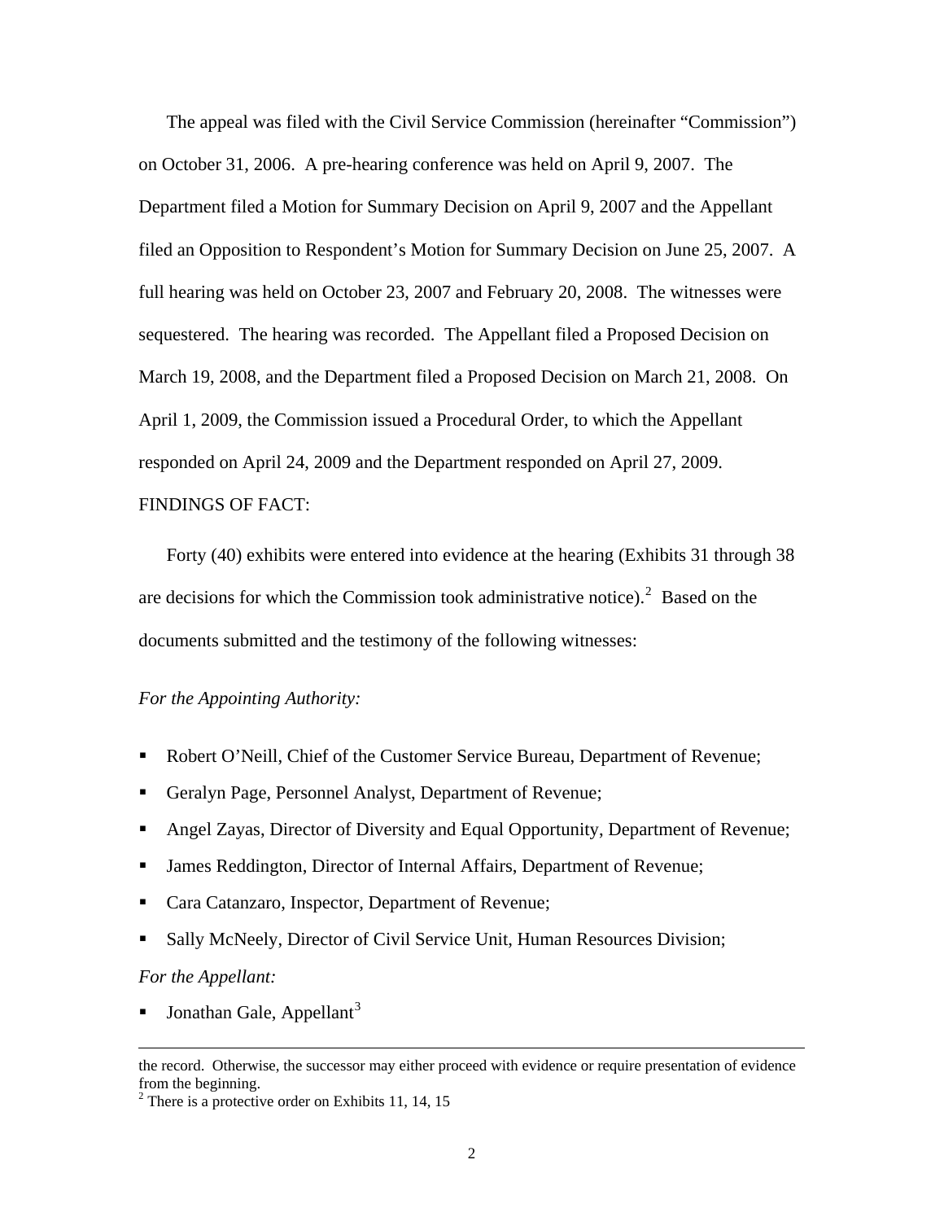The appeal was filed with the Civil Service Commission (hereinafter "Commission") on October 31, 2006. A pre-hearing conference was held on April 9, 2007. The Department filed a Motion for Summary Decision on April 9, 2007 and the Appellant filed an Opposition to Respondent's Motion for Summary Decision on June 25, 2007. A full hearing was held on October 23, 2007 and February 20, 2008. The witnesses were sequestered. The hearing was recorded. The Appellant filed a Proposed Decision on March 19, 2008, and the Department filed a Proposed Decision on March 21, 2008. On April 1, 2009, the Commission issued a Procedural Order, to which the Appellant responded on April 24, 2009 and the Department responded on April 27, 2009.

FINDINGS OF FACT:

Forty (40) exhibits were entered into evidence at the hearing (Exhibits 31 through 38 are decisions for which the Commission took administrative notice).[2] Based on the documents submitted and the testimony of the following witnesses:

*For the Appointing Authority:*

- Robert O'Neill, Chief of the Customer Service Bureau, Department of Revenue;
- Geralyn Page, Personnel Analyst, Department of Revenue;
- Angel Zayas, Director of Diversity and Equal Opportunity, Department of Revenue;
- James Reddington, Director of Internal Affairs, Department of Revenue;
- Cara Catanzaro, Inspector, Department of Revenue;
- Sally McNeely, Director of Civil Service Unit, Human Resources Division;

*For the Appellant:*

- Jonathan Gale, Appellant[3]

---

the record. Otherwise, the successor may either proceed with evidence or require presentation of evidence from the beginning.

[2] There is a protective order on Exhibits 11, 14, 15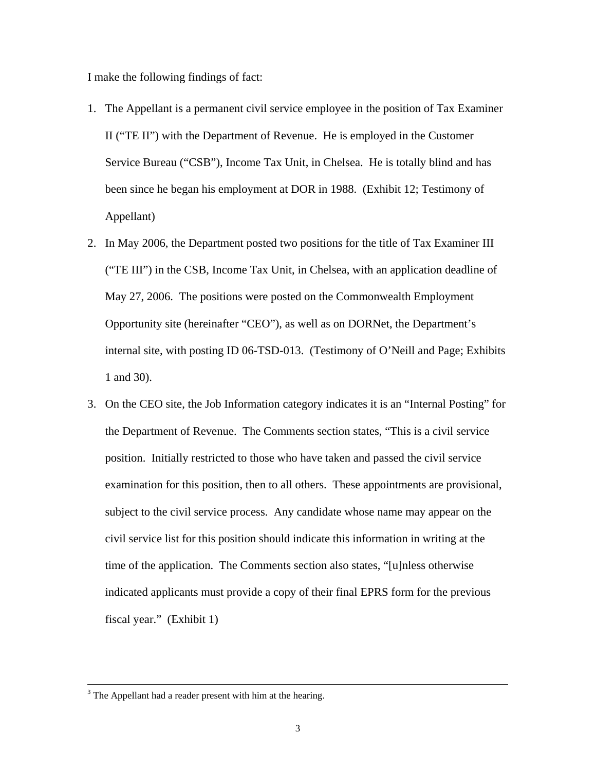I make the following findings of fact:

1. The Appellant is a permanent civil service employee in the position of Tax Examiner II ("TE II") with the Department of Revenue. He is employed in the Customer Service Bureau ("CSB"), Income Tax Unit, in Chelsea. He is totally blind and has been since he began his employment at DOR in 1988. (Exhibit 12; Testimony of Appellant)
2. In May 2006, the Department posted two positions for the title of Tax Examiner III ("TE III") in the CSB, Income Tax Unit, in Chelsea, with an application deadline of May 27, 2006. The positions were posted on the Commonwealth Employment Opportunity site (hereinafter "CEO"), as well as on DORNet, the Department's internal site, with posting ID 06-TSD-013. (Testimony of O'Neill and Page; Exhibits 1 and 30).
3. On the CEO site, the Job Information category indicates it is an "Internal Posting" for the Department of Revenue. The Comments section states, "This is a civil service position. Initially restricted to those who have taken and passed the civil service examination for this position, then to all others. These appointments are provisional, subject to the civil service process. Any candidate whose name may appear on the civil service list for this position should indicate this information in writing at the time of the application. The Comments section also states, "[u]nless otherwise indicated applicants must provide a copy of their final EPRS form for the previous fiscal year." (Exhibit 1)

---

[3] The Appellant had a reader present with him at the hearing.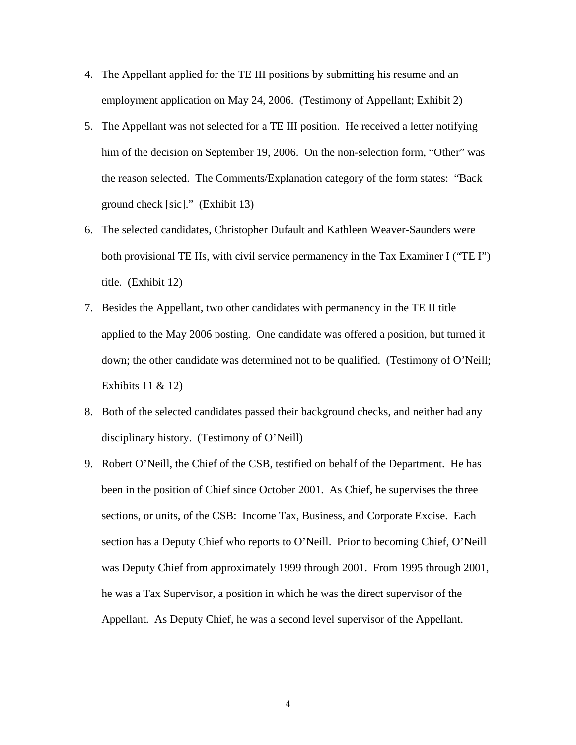4. The Appellant applied for the TE III positions by submitting his resume and an employment application on May 24, 2006. (Testimony of Appellant; Exhibit 2)

5. The Appellant was not selected for a TE III position. He received a letter notifying him of the decision on September 19, 2006. On the non-selection form, "Other" was the reason selected. The Comments/Explanation category of the form states: "Back ground check [sic]." (Exhibit 13)

6. The selected candidates, Christopher Dufault and Kathleen Weaver-Saunders were both provisional TE IIs, with civil service permanency in the Tax Examiner I ("TE I") title. (Exhibit 12)

7. Besides the Appellant, two other candidates with permanency in the TE II title applied to the May 2006 posting. One candidate was offered a position, but turned it down; the other candidate was determined not to be qualified. (Testimony of O'Neill; Exhibits 11 & 12)

8. Both of the selected candidates passed their background checks, and neither had any disciplinary history. (Testimony of O'Neill)

9. Robert O'Neill, the Chief of the CSB, testified on behalf of the Department. He has been in the position of Chief since October 2001. As Chief, he supervises the three sections, or units, of the CSB: Income Tax, Business, and Corporate Excise. Each section has a Deputy Chief who reports to O'Neill. Prior to becoming Chief, O'Neill was Deputy Chief from approximately 1999 through 2001. From 1995 through 2001, he was a Tax Supervisor, a position in which he was the direct supervisor of the Appellant. As Deputy Chief, he was a second level supervisor of the Appellant.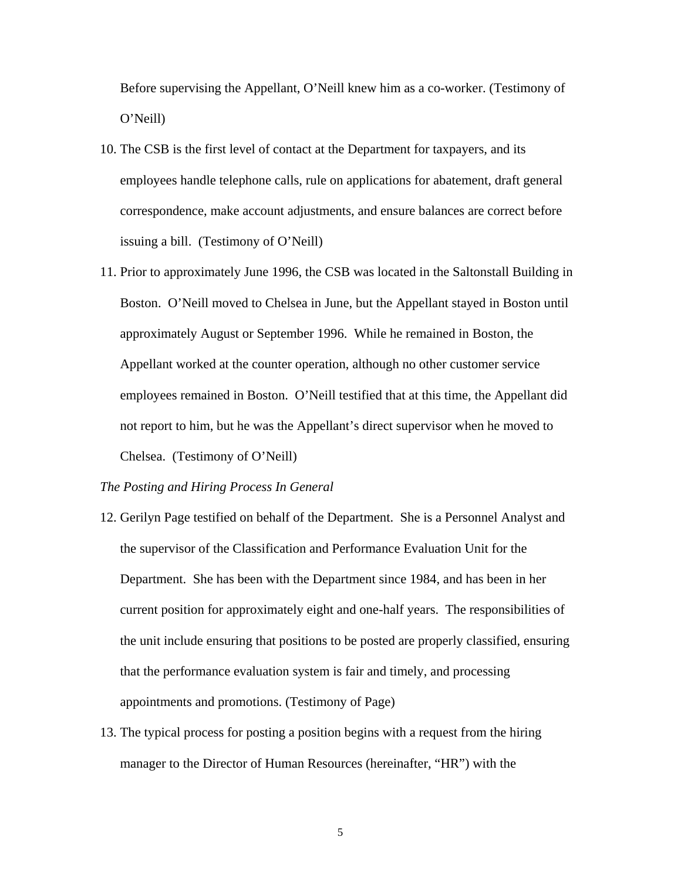Before supervising the Appellant, O'Neill knew him as a co-worker. (Testimony of O'Neill)

10. The CSB is the first level of contact at the Department for taxpayers, and its employees handle telephone calls, rule on applications for abatement, draft general correspondence, make account adjustments, and ensure balances are correct before issuing a bill. (Testimony of O'Neill)

11. Prior to approximately June 1996, the CSB was located in the Saltonstall Building in Boston. O'Neill moved to Chelsea in June, but the Appellant stayed in Boston until approximately August or September 1996. While he remained in Boston, the Appellant worked at the counter operation, although no other customer service employees remained in Boston. O'Neill testified that at this time, the Appellant did not report to him, but he was the Appellant's direct supervisor when he moved to Chelsea. (Testimony of O'Neill)

*The Posting and Hiring Process In General*

12. Gerilyn Page testified on behalf of the Department. She is a Personnel Analyst and the supervisor of the Classification and Performance Evaluation Unit for the Department. She has been with the Department since 1984, and has been in her current position for approximately eight and one-half years. The responsibilities of the unit include ensuring that positions to be posted are properly classified, ensuring that the performance evaluation system is fair and timely, and processing appointments and promotions. (Testimony of Page)

13. The typical process for posting a position begins with a request from the hiring manager to the Director of Human Resources (hereinafter, "HR") with the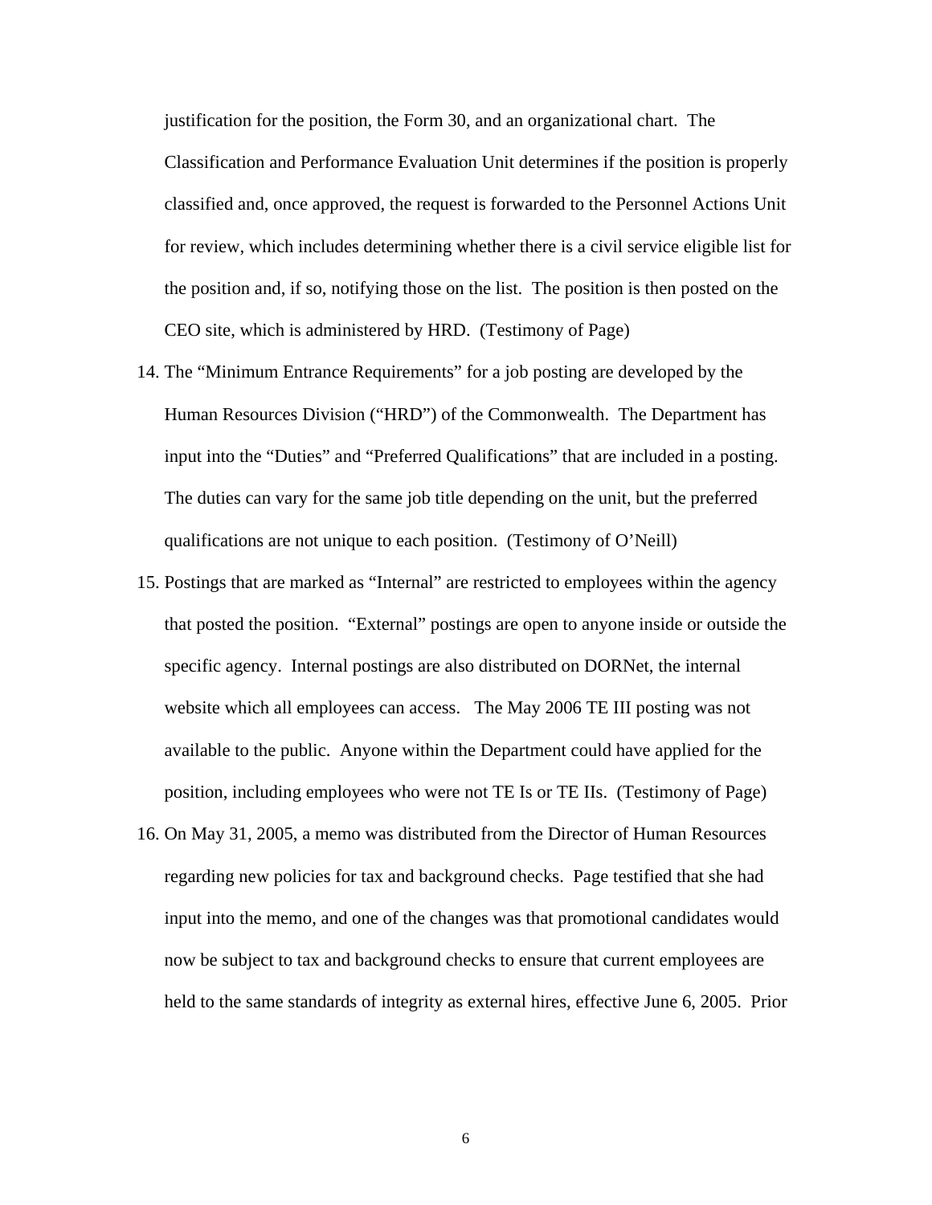justification for the position, the Form 30, and an organizational chart. The Classification and Performance Evaluation Unit determines if the position is properly classified and, once approved, the request is forwarded to the Personnel Actions Unit for review, which includes determining whether there is a civil service eligible list for the position and, if so, notifying those on the list. The position is then posted on the CEO site, which is administered by HRD. (Testimony of Page)

14. The "Minimum Entrance Requirements" for a job posting are developed by the Human Resources Division ("HRD") of the Commonwealth. The Department has input into the "Duties" and "Preferred Qualifications" that are included in a posting. The duties can vary for the same job title depending on the unit, but the preferred qualifications are not unique to each position. (Testimony of O'Neill)

15. Postings that are marked as "Internal" are restricted to employees within the agency that posted the position. "External" postings are open to anyone inside or outside the specific agency. Internal postings are also distributed on DORNet, the internal website which all employees can access. The May 2006 TE III posting was not available to the public. Anyone within the Department could have applied for the position, including employees who were not TE Is or TE IIs. (Testimony of Page)

16. On May 31, 2005, a memo was distributed from the Director of Human Resources regarding new policies for tax and background checks. Page testified that she had input into the memo, and one of the changes was that promotional candidates would now be subject to tax and background checks to ensure that current employees are held to the same standards of integrity as external hires, effective June 6, 2005. Prior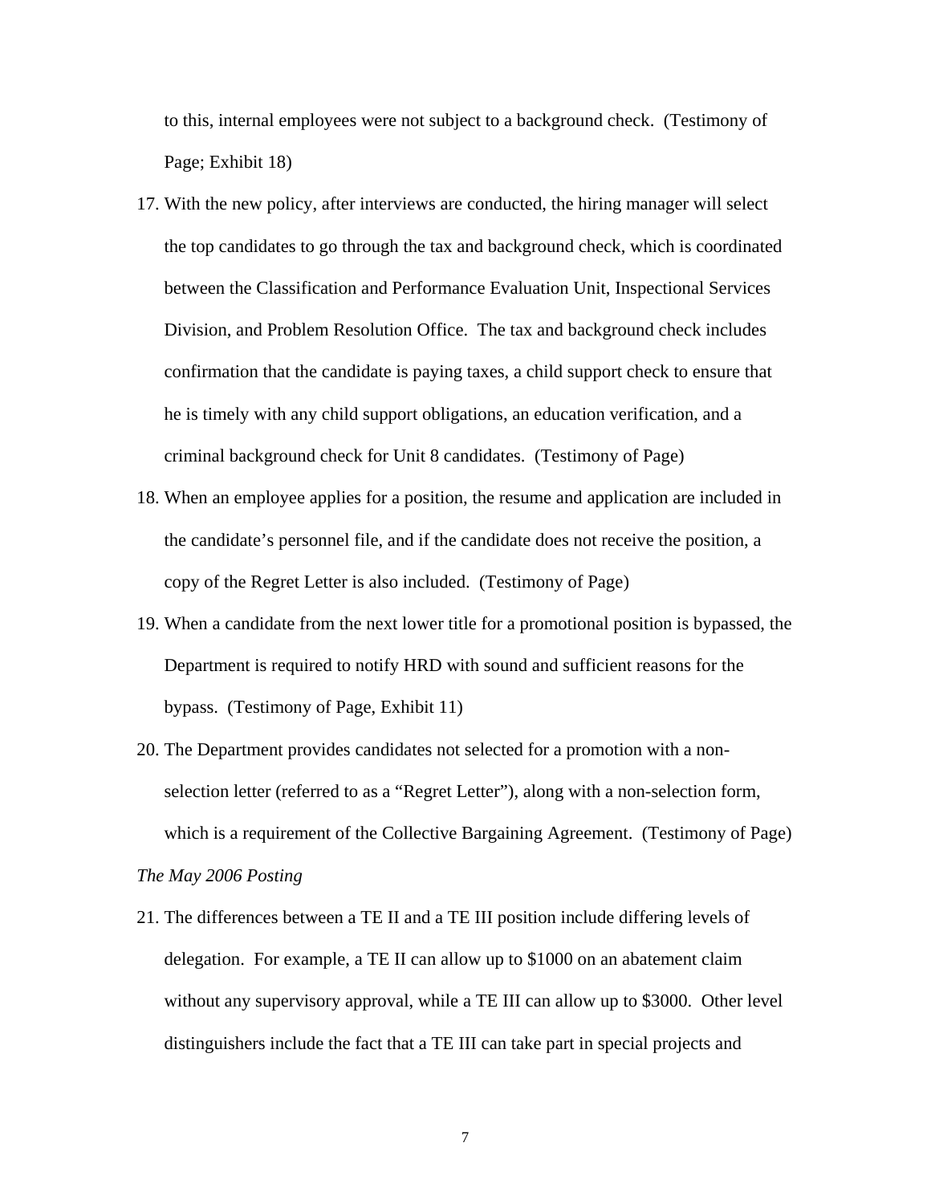to this, internal employees were not subject to a background check. (Testimony of Page; Exhibit 18)

17. With the new policy, after interviews are conducted, the hiring manager will select the top candidates to go through the tax and background check, which is coordinated between the Classification and Performance Evaluation Unit, Inspectional Services Division, and Problem Resolution Office. The tax and background check includes confirmation that the candidate is paying taxes, a child support check to ensure that he is timely with any child support obligations, an education verification, and a criminal background check for Unit 8 candidates. (Testimony of Page)

18. When an employee applies for a position, the resume and application are included in the candidate's personnel file, and if the candidate does not receive the position, a copy of the Regret Letter is also included. (Testimony of Page)

19. When a candidate from the next lower title for a promotional position is bypassed, the Department is required to notify HRD with sound and sufficient reasons for the bypass. (Testimony of Page, Exhibit 11)

20. The Department provides candidates not selected for a promotion with a non-selection letter (referred to as a "Regret Letter"), along with a non-selection form, which is a requirement of the Collective Bargaining Agreement. (Testimony of Page)

*The May 2006 Posting*

21. The differences between a TE II and a TE III position include differing levels of delegation. For example, a TE II can allow up to $1000 on an abatement claim without any supervisory approval, while a TE III can allow up to $3000. Other level distinguishers include the fact that a TE III can take part in special projects and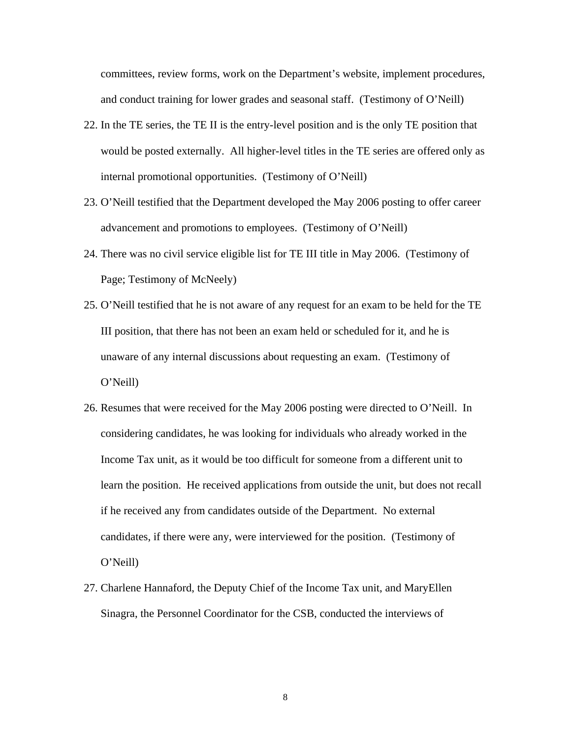committees, review forms, work on the Department's website, implement procedures, and conduct training for lower grades and seasonal staff. (Testimony of O'Neill)

22. In the TE series, the TE II is the entry-level position and is the only TE position that would be posted externally. All higher-level titles in the TE series are offered only as internal promotional opportunities. (Testimony of O'Neill)

23. O'Neill testified that the Department developed the May 2006 posting to offer career advancement and promotions to employees. (Testimony of O'Neill)

24. There was no civil service eligible list for TE III title in May 2006. (Testimony of Page; Testimony of McNeely)

25. O'Neill testified that he is not aware of any request for an exam to be held for the TE III position, that there has not been an exam held or scheduled for it, and he is unaware of any internal discussions about requesting an exam. (Testimony of O'Neill)

26. Resumes that were received for the May 2006 posting were directed to O'Neill. In considering candidates, he was looking for individuals who already worked in the Income Tax unit, as it would be too difficult for someone from a different unit to learn the position. He received applications from outside the unit, but does not recall if he received any from candidates outside of the Department. No external candidates, if there were any, were interviewed for the position. (Testimony of O'Neill)

27. Charlene Hannaford, the Deputy Chief of the Income Tax unit, and MaryEllen Sinagra, the Personnel Coordinator for the CSB, conducted the interviews of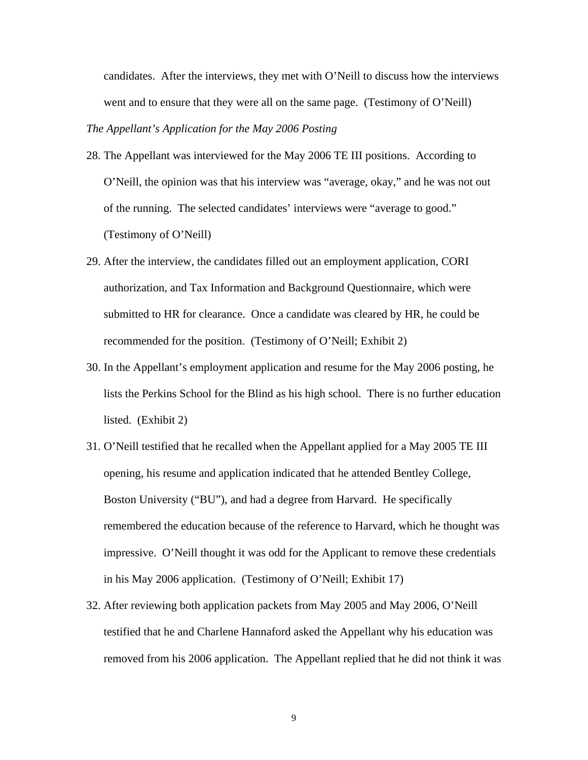candidates. After the interviews, they met with O'Neill to discuss how the interviews went and to ensure that they were all on the same page. (Testimony of O'Neill)

*The Appellant's Application for the May 2006 Posting*

28. The Appellant was interviewed for the May 2006 TE III positions. According to O'Neill, the opinion was that his interview was "average, okay," and he was not out of the running. The selected candidates' interviews were "average to good." (Testimony of O'Neill)

29. After the interview, the candidates filled out an employment application, CORI authorization, and Tax Information and Background Questionnaire, which were submitted to HR for clearance. Once a candidate was cleared by HR, he could be recommended for the position. (Testimony of O'Neill; Exhibit 2)

30. In the Appellant's employment application and resume for the May 2006 posting, he lists the Perkins School for the Blind as his high school. There is no further education listed. (Exhibit 2)

31. O'Neill testified that he recalled when the Appellant applied for a May 2005 TE III opening, his resume and application indicated that he attended Bentley College, Boston University ("BU"), and had a degree from Harvard. He specifically remembered the education because of the reference to Harvard, which he thought was impressive. O'Neill thought it was odd for the Applicant to remove these credentials in his May 2006 application. (Testimony of O'Neill; Exhibit 17)

32. After reviewing both application packets from May 2005 and May 2006, O'Neill testified that he and Charlene Hannaford asked the Appellant why his education was removed from his 2006 application. The Appellant replied that he did not think it was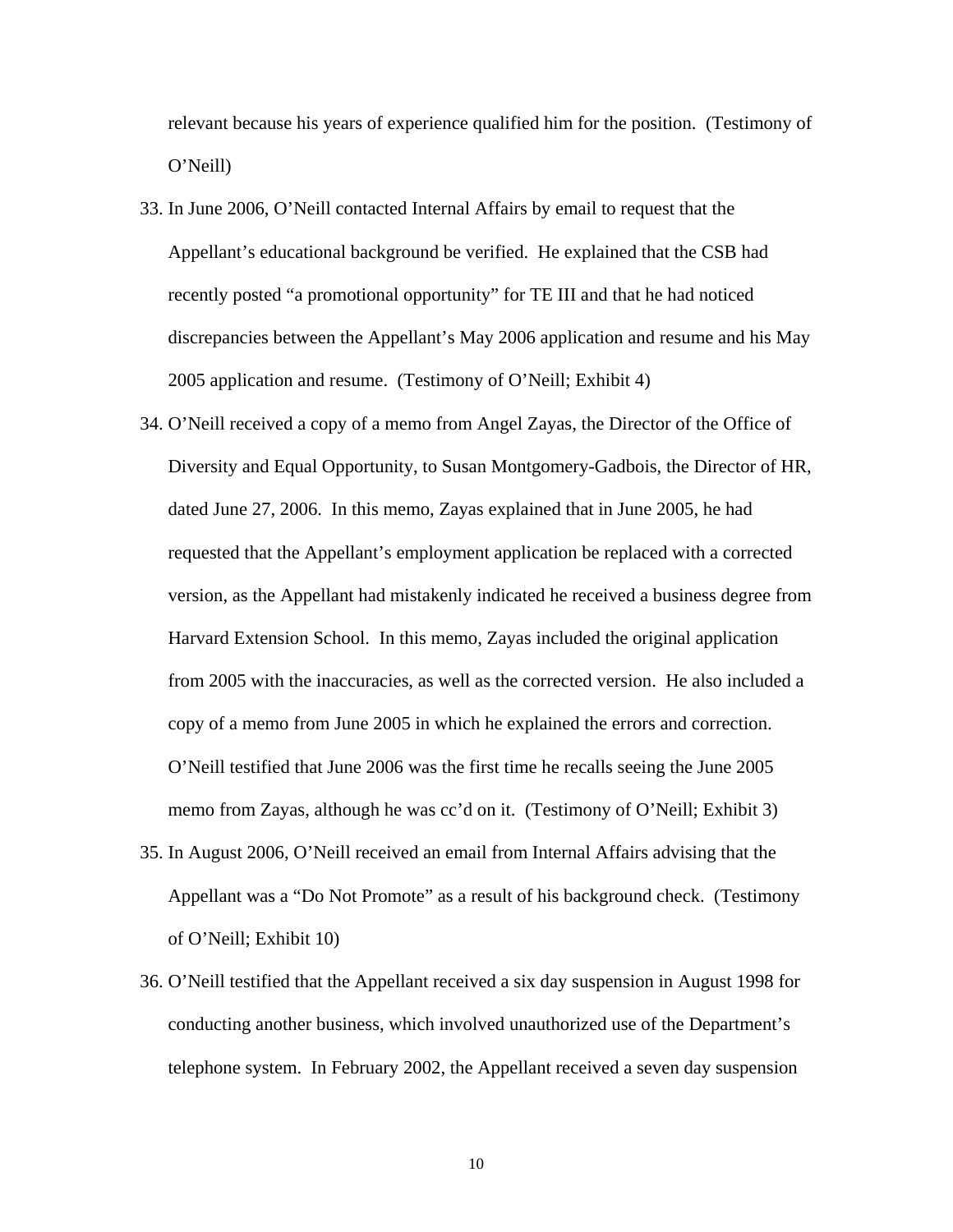relevant because his years of experience qualified him for the position. (Testimony of O'Neill)

33. In June 2006, O'Neill contacted Internal Affairs by email to request that the Appellant's educational background be verified. He explained that the CSB had recently posted "a promotional opportunity" for TE III and that he had noticed discrepancies between the Appellant's May 2006 application and resume and his May 2005 application and resume. (Testimony of O'Neill; Exhibit 4)

34. O'Neill received a copy of a memo from Angel Zayas, the Director of the Office of Diversity and Equal Opportunity, to Susan Montgomery-Gadbois, the Director of HR, dated June 27, 2006. In this memo, Zayas explained that in June 2005, he had requested that the Appellant's employment application be replaced with a corrected version, as the Appellant had mistakenly indicated he received a business degree from Harvard Extension School. In this memo, Zayas included the original application from 2005 with the inaccuracies, as well as the corrected version. He also included a copy of a memo from June 2005 in which he explained the errors and correction. O'Neill testified that June 2006 was the first time he recalls seeing the June 2005 memo from Zayas, although he was cc'd on it. (Testimony of O'Neill; Exhibit 3)

35. In August 2006, O'Neill received an email from Internal Affairs advising that the Appellant was a "Do Not Promote" as a result of his background check. (Testimony of O'Neill; Exhibit 10)

36. O'Neill testified that the Appellant received a six day suspension in August 1998 for conducting another business, which involved unauthorized use of the Department's telephone system. In February 2002, the Appellant received a seven day suspension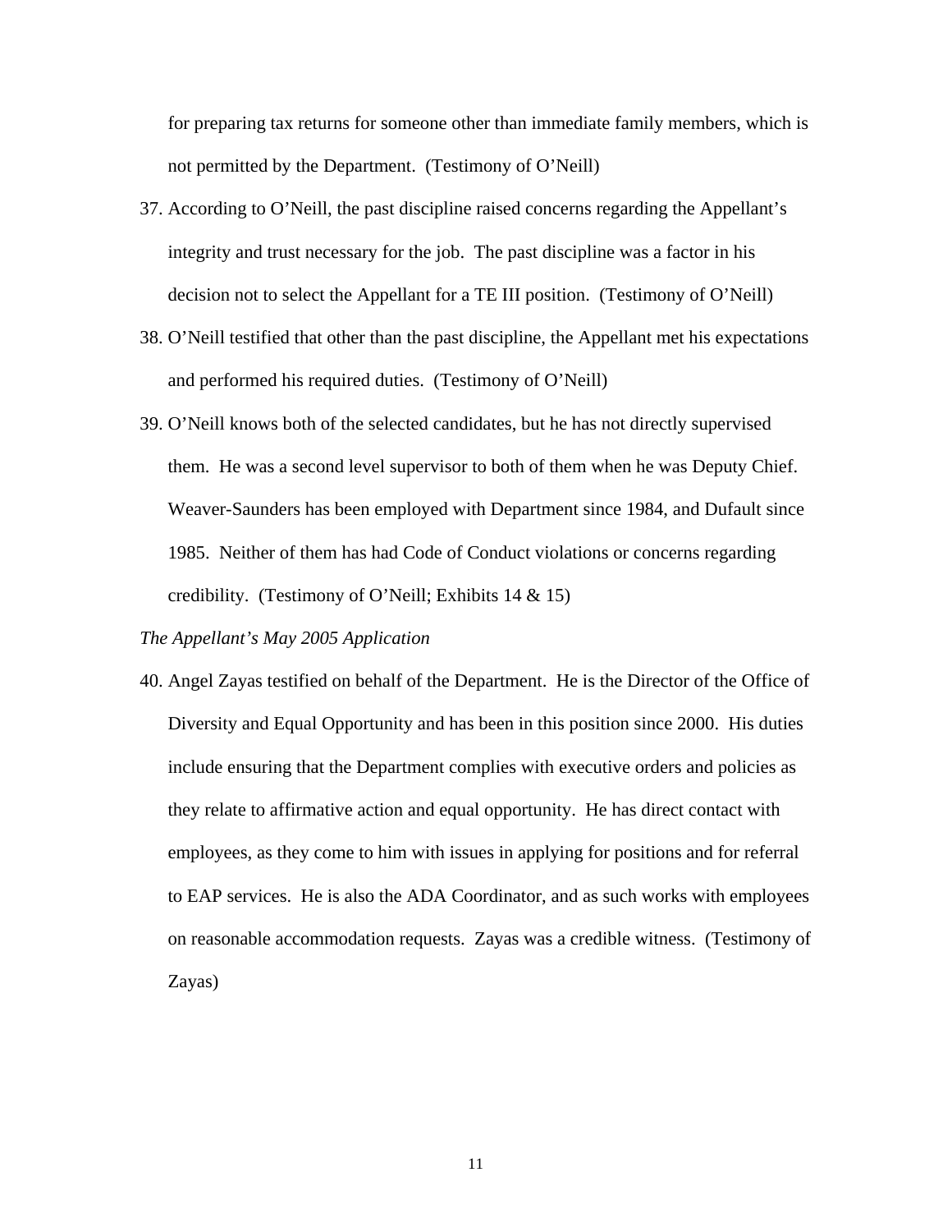for preparing tax returns for someone other than immediate family members, which is not permitted by the Department. (Testimony of O'Neill)

37. According to O'Neill, the past discipline raised concerns regarding the Appellant's integrity and trust necessary for the job. The past discipline was a factor in his decision not to select the Appellant for a TE III position. (Testimony of O'Neill)

38. O'Neill testified that other than the past discipline, the Appellant met his expectations and performed his required duties. (Testimony of O'Neill)

39. O'Neill knows both of the selected candidates, but he has not directly supervised them. He was a second level supervisor to both of them when he was Deputy Chief. Weaver-Saunders has been employed with Department since 1984, and Dufault since 1985. Neither of them has had Code of Conduct violations or concerns regarding credibility. (Testimony of O'Neill; Exhibits 14 & 15)

*The Appellant's May 2005 Application*

40. Angel Zayas testified on behalf of the Department. He is the Director of the Office of Diversity and Equal Opportunity and has been in this position since 2000. His duties include ensuring that the Department complies with executive orders and policies as they relate to affirmative action and equal opportunity. He has direct contact with employees, as they come to him with issues in applying for positions and for referral to EAP services. He is also the ADA Coordinator, and as such works with employees on reasonable accommodation requests. Zayas was a credible witness. (Testimony of Zayas)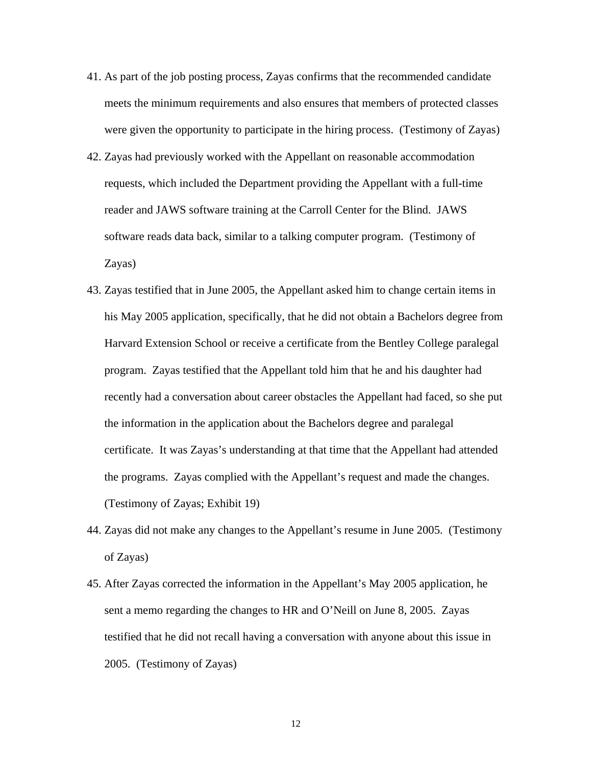41. As part of the job posting process, Zayas confirms that the recommended candidate meets the minimum requirements and also ensures that members of protected classes were given the opportunity to participate in the hiring process. (Testimony of Zayas)

42. Zayas had previously worked with the Appellant on reasonable accommodation requests, which included the Department providing the Appellant with a full-time reader and JAWS software training at the Carroll Center for the Blind. JAWS software reads data back, similar to a talking computer program. (Testimony of Zayas)

43. Zayas testified that in June 2005, the Appellant asked him to change certain items in his May 2005 application, specifically, that he did not obtain a Bachelors degree from Harvard Extension School or receive a certificate from the Bentley College paralegal program. Zayas testified that the Appellant told him that he and his daughter had recently had a conversation about career obstacles the Appellant had faced, so she put the information in the application about the Bachelors degree and paralegal certificate. It was Zayas's understanding at that time that the Appellant had attended the programs. Zayas complied with the Appellant's request and made the changes. (Testimony of Zayas; Exhibit 19)

44. Zayas did not make any changes to the Appellant's resume in June 2005. (Testimony of Zayas)

45. After Zayas corrected the information in the Appellant's May 2005 application, he sent a memo regarding the changes to HR and O'Neill on June 8, 2005. Zayas testified that he did not recall having a conversation with anyone about this issue in 2005. (Testimony of Zayas)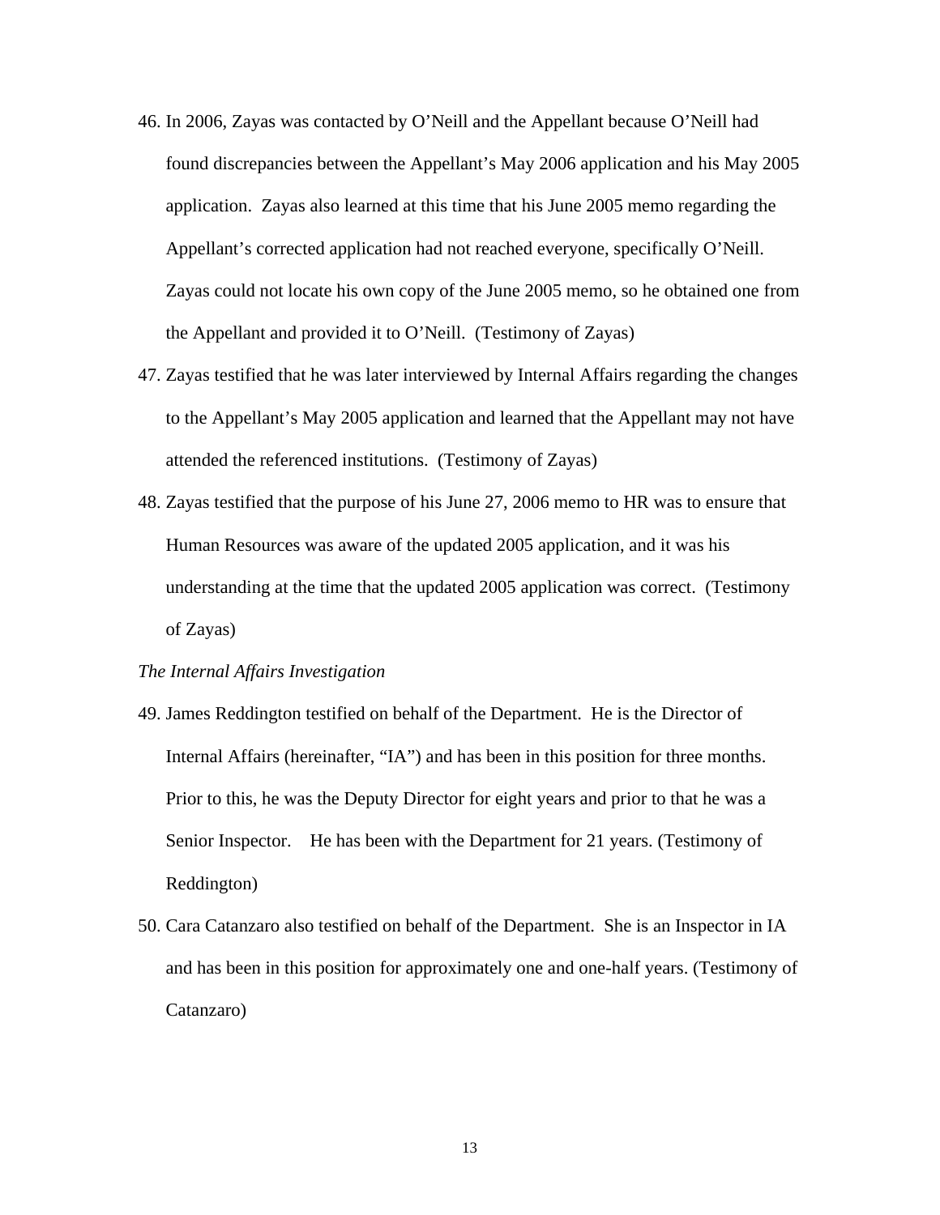46. In 2006, Zayas was contacted by O'Neill and the Appellant because O'Neill had found discrepancies between the Appellant's May 2006 application and his May 2005 application. Zayas also learned at this time that his June 2005 memo regarding the Appellant's corrected application had not reached everyone, specifically O'Neill. Zayas could not locate his own copy of the June 2005 memo, so he obtained one from the Appellant and provided it to O'Neill. (Testimony of Zayas)

47. Zayas testified that he was later interviewed by Internal Affairs regarding the changes to the Appellant's May 2005 application and learned that the Appellant may not have attended the referenced institutions. (Testimony of Zayas)

48. Zayas testified that the purpose of his June 27, 2006 memo to HR was to ensure that Human Resources was aware of the updated 2005 application, and it was his understanding at the time that the updated 2005 application was correct. (Testimony of Zayas)

*The Internal Affairs Investigation*

49. James Reddington testified on behalf of the Department. He is the Director of Internal Affairs (hereinafter, "IA") and has been in this position for three months. Prior to this, he was the Deputy Director for eight years and prior to that he was a Senior Inspector. He has been with the Department for 21 years. (Testimony of Reddington)

50. Cara Catanzaro also testified on behalf of the Department. She is an Inspector in IA and has been in this position for approximately one and one-half years. (Testimony of Catanzaro)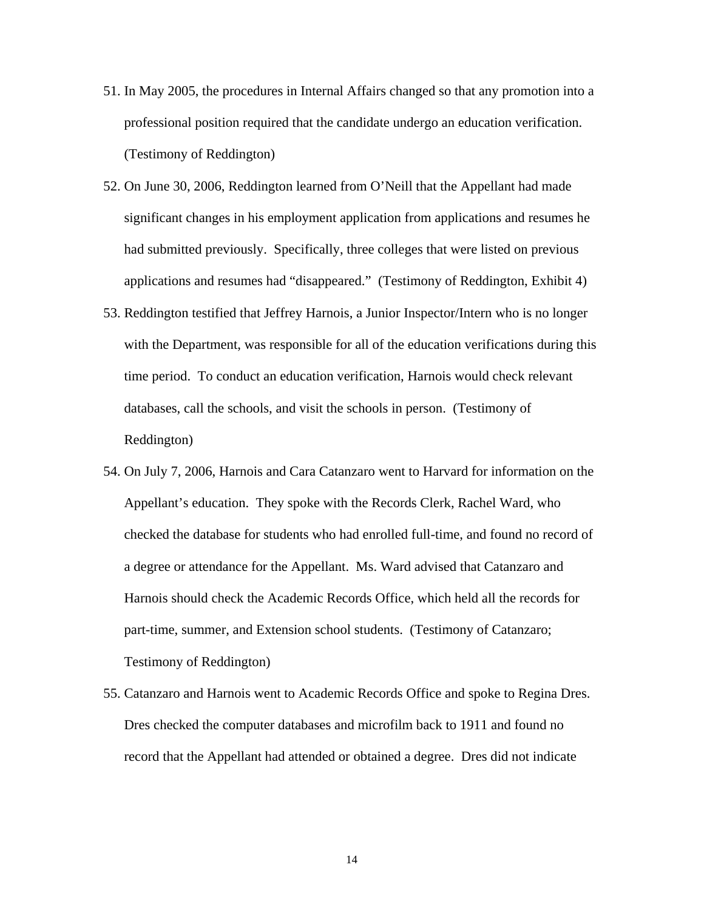51. In May 2005, the procedures in Internal Affairs changed so that any promotion into a professional position required that the candidate undergo an education verification. (Testimony of Reddington)

52. On June 30, 2006, Reddington learned from O'Neill that the Appellant had made significant changes in his employment application from applications and resumes he had submitted previously. Specifically, three colleges that were listed on previous applications and resumes had "disappeared." (Testimony of Reddington, Exhibit 4)

53. Reddington testified that Jeffrey Harnois, a Junior Inspector/Intern who is no longer with the Department, was responsible for all of the education verifications during this time period. To conduct an education verification, Harnois would check relevant databases, call the schools, and visit the schools in person. (Testimony of Reddington)

54. On July 7, 2006, Harnois and Cara Catanzaro went to Harvard for information on the Appellant's education. They spoke with the Records Clerk, Rachel Ward, who checked the database for students who had enrolled full-time, and found no record of a degree or attendance for the Appellant. Ms. Ward advised that Catanzaro and Harnois should check the Academic Records Office, which held all the records for part-time, summer, and Extension school students. (Testimony of Catanzaro; Testimony of Reddington)

55. Catanzaro and Harnois went to Academic Records Office and spoke to Regina Dres. Dres checked the computer databases and microfilm back to 1911 and found no record that the Appellant had attended or obtained a degree. Dres did not indicate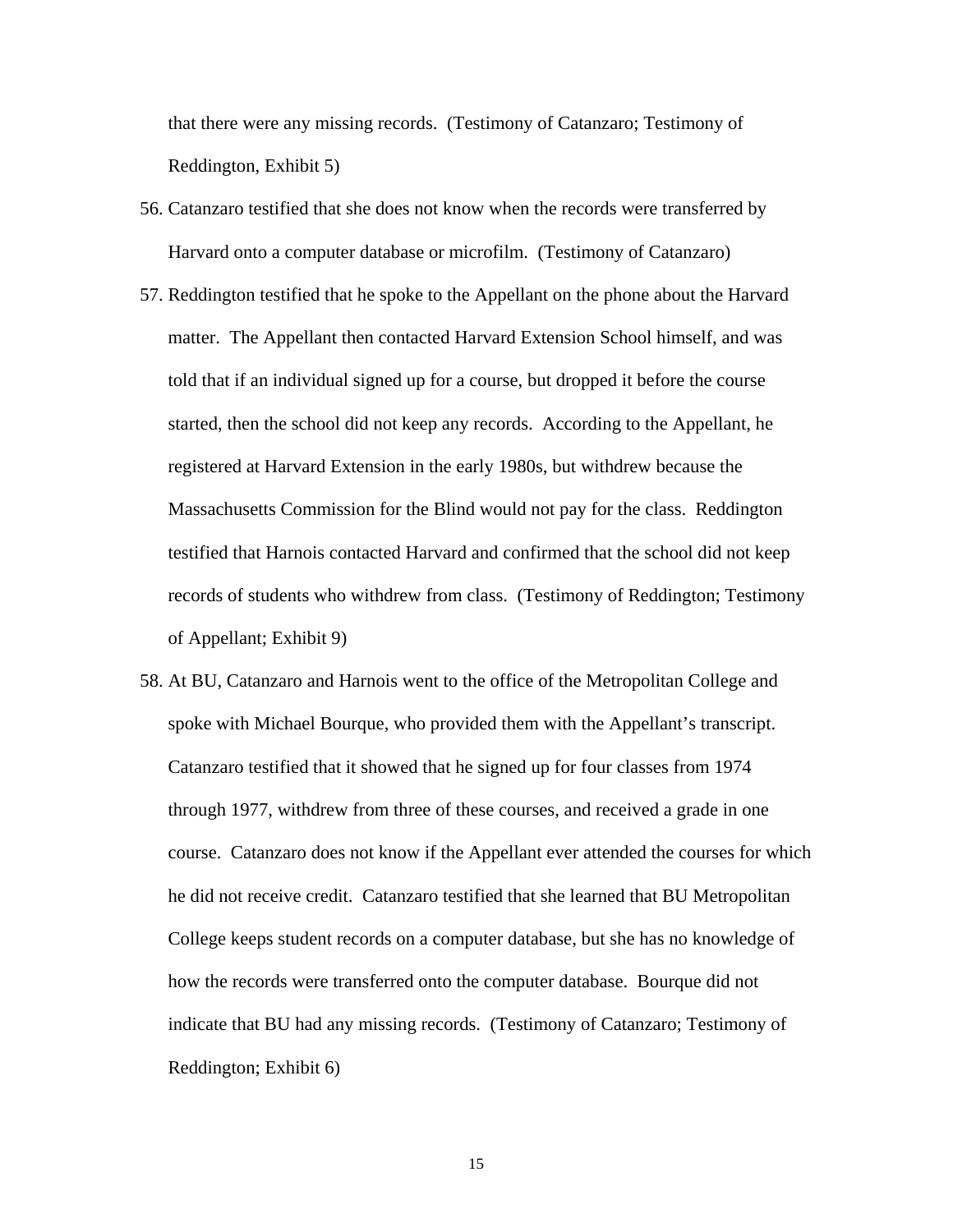that there were any missing records. (Testimony of Catanzaro; Testimony of Reddington, Exhibit 5)

56. Catanzaro testified that she does not know when the records were transferred by Harvard onto a computer database or microfilm. (Testimony of Catanzaro)

57. Reddington testified that he spoke to the Appellant on the phone about the Harvard matter. The Appellant then contacted Harvard Extension School himself, and was told that if an individual signed up for a course, but dropped it before the course started, then the school did not keep any records. According to the Appellant, he registered at Harvard Extension in the early 1980s, but withdrew because the Massachusetts Commission for the Blind would not pay for the class. Reddington testified that Harnois contacted Harvard and confirmed that the school did not keep records of students who withdrew from class. (Testimony of Reddington; Testimony of Appellant; Exhibit 9)

58. At BU, Catanzaro and Harnois went to the office of the Metropolitan College and spoke with Michael Bourque, who provided them with the Appellant's transcript. Catanzaro testified that it showed that he signed up for four classes from 1974 through 1977, withdrew from three of these courses, and received a grade in one course. Catanzaro does not know if the Appellant ever attended the courses for which he did not receive credit. Catanzaro testified that she learned that BU Metropolitan College keeps student records on a computer database, but she has no knowledge of how the records were transferred onto the computer database. Bourque did not indicate that BU had any missing records. (Testimony of Catanzaro; Testimony of Reddington; Exhibit 6)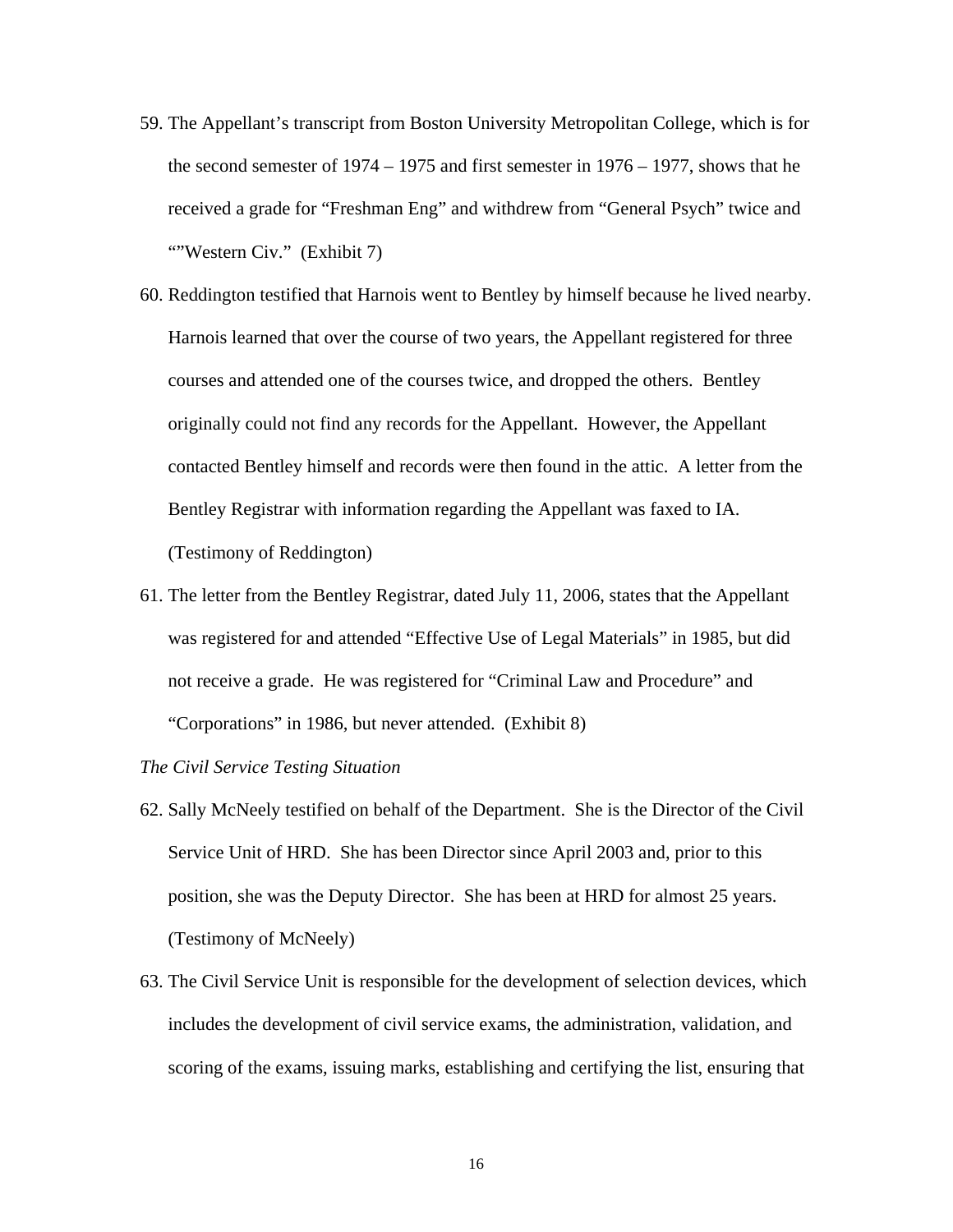59. The Appellant's transcript from Boston University Metropolitan College, which is for the second semester of 1974 – 1975 and first semester in 1976 – 1977, shows that he received a grade for "Freshman Eng" and withdrew from "General Psych" twice and ""Western Civ." (Exhibit 7)

60. Reddington testified that Harnois went to Bentley by himself because he lived nearby. Harnois learned that over the course of two years, the Appellant registered for three courses and attended one of the courses twice, and dropped the others. Bentley originally could not find any records for the Appellant. However, the Appellant contacted Bentley himself and records were then found in the attic. A letter from the Bentley Registrar with information regarding the Appellant was faxed to IA. (Testimony of Reddington)

61. The letter from the Bentley Registrar, dated July 11, 2006, states that the Appellant was registered for and attended "Effective Use of Legal Materials" in 1985, but did not receive a grade. He was registered for "Criminal Law and Procedure" and "Corporations" in 1986, but never attended. (Exhibit 8)

*The Civil Service Testing Situation*

62. Sally McNeely testified on behalf of the Department. She is the Director of the Civil Service Unit of HRD. She has been Director since April 2003 and, prior to this position, she was the Deputy Director. She has been at HRD for almost 25 years. (Testimony of McNeely)

63. The Civil Service Unit is responsible for the development of selection devices, which includes the development of civil service exams, the administration, validation, and scoring of the exams, issuing marks, establishing and certifying the list, ensuring that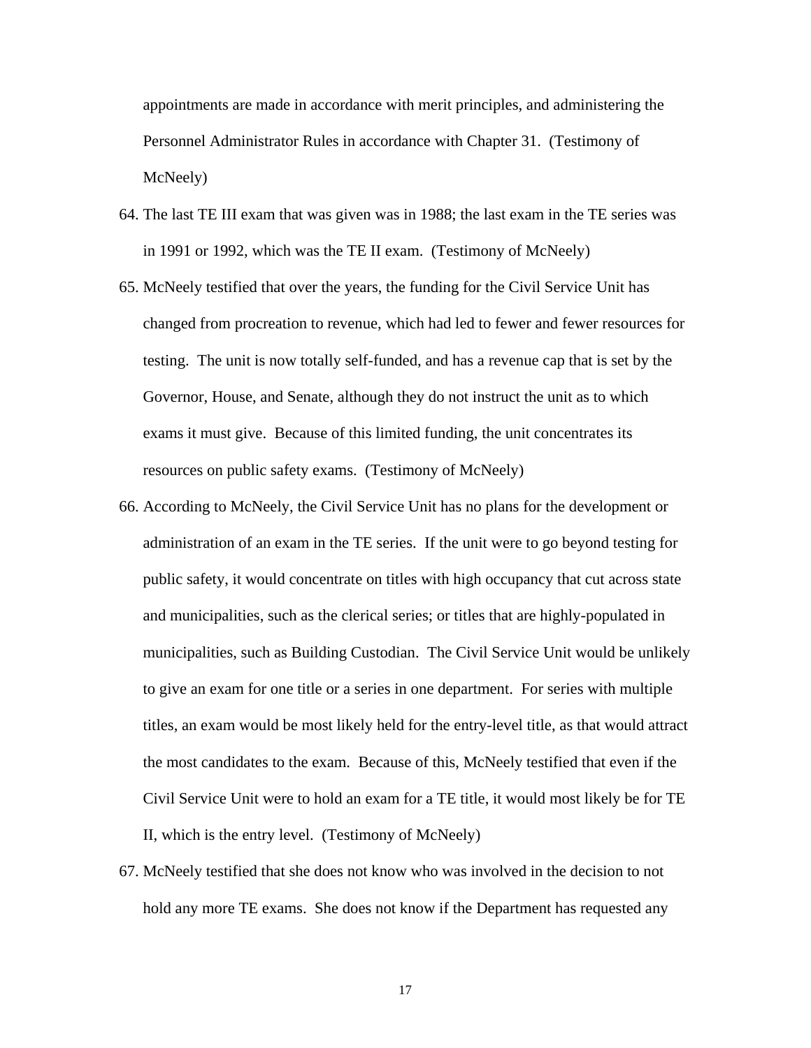appointments are made in accordance with merit principles, and administering the Personnel Administrator Rules in accordance with Chapter 31. (Testimony of McNeely)

64. The last TE III exam that was given was in 1988; the last exam in the TE series was in 1991 or 1992, which was the TE II exam. (Testimony of McNeely)

65. McNeely testified that over the years, the funding for the Civil Service Unit has changed from procreation to revenue, which had led to fewer and fewer resources for testing. The unit is now totally self-funded, and has a revenue cap that is set by the Governor, House, and Senate, although they do not instruct the unit as to which exams it must give. Because of this limited funding, the unit concentrates its resources on public safety exams. (Testimony of McNeely)

66. According to McNeely, the Civil Service Unit has no plans for the development or administration of an exam in the TE series. If the unit were to go beyond testing for public safety, it would concentrate on titles with high occupancy that cut across state and municipalities, such as the clerical series; or titles that are highly-populated in municipalities, such as Building Custodian. The Civil Service Unit would be unlikely to give an exam for one title or a series in one department. For series with multiple titles, an exam would be most likely held for the entry-level title, as that would attract the most candidates to the exam. Because of this, McNeely testified that even if the Civil Service Unit were to hold an exam for a TE title, it would most likely be for TE II, which is the entry level. (Testimony of McNeely)

67. McNeely testified that she does not know who was involved in the decision to not hold any more TE exams. She does not know if the Department has requested any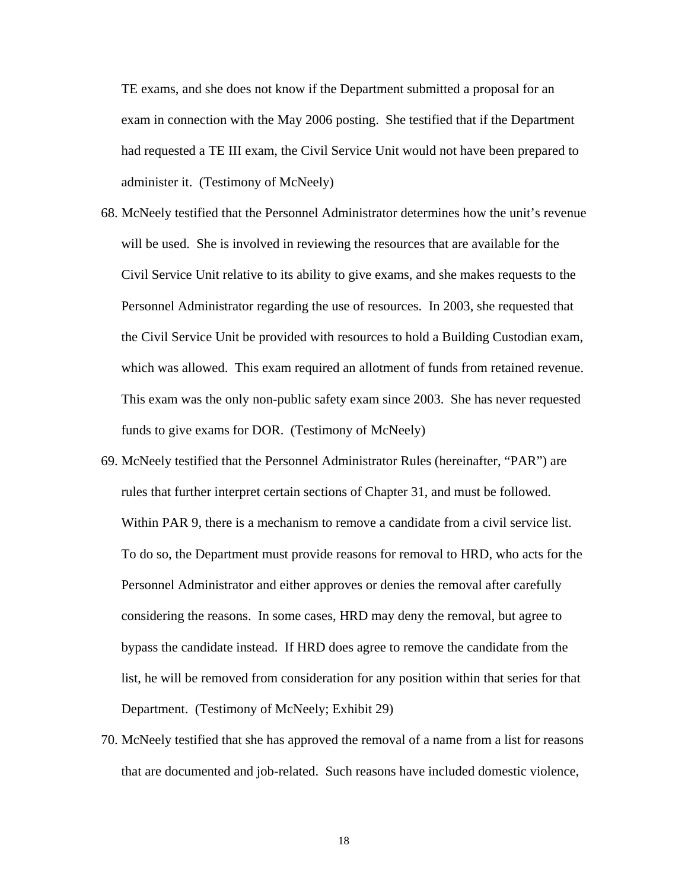TE exams, and she does not know if the Department submitted a proposal for an exam in connection with the May 2006 posting. She testified that if the Department had requested a TE III exam, the Civil Service Unit would not have been prepared to administer it. (Testimony of McNeely)

68. McNeely testified that the Personnel Administrator determines how the unit's revenue will be used. She is involved in reviewing the resources that are available for the Civil Service Unit relative to its ability to give exams, and she makes requests to the Personnel Administrator regarding the use of resources. In 2003, she requested that the Civil Service Unit be provided with resources to hold a Building Custodian exam, which was allowed. This exam required an allotment of funds from retained revenue. This exam was the only non-public safety exam since 2003. She has never requested funds to give exams for DOR. (Testimony of McNeely)

69. McNeely testified that the Personnel Administrator Rules (hereinafter, "PAR") are rules that further interpret certain sections of Chapter 31, and must be followed. Within PAR 9, there is a mechanism to remove a candidate from a civil service list. To do so, the Department must provide reasons for removal to HRD, who acts for the Personnel Administrator and either approves or denies the removal after carefully considering the reasons. In some cases, HRD may deny the removal, but agree to bypass the candidate instead. If HRD does agree to remove the candidate from the list, he will be removed from consideration for any position within that series for that Department. (Testimony of McNeely; Exhibit 29)

70. McNeely testified that she has approved the removal of a name from a list for reasons that are documented and job-related. Such reasons have included domestic violence,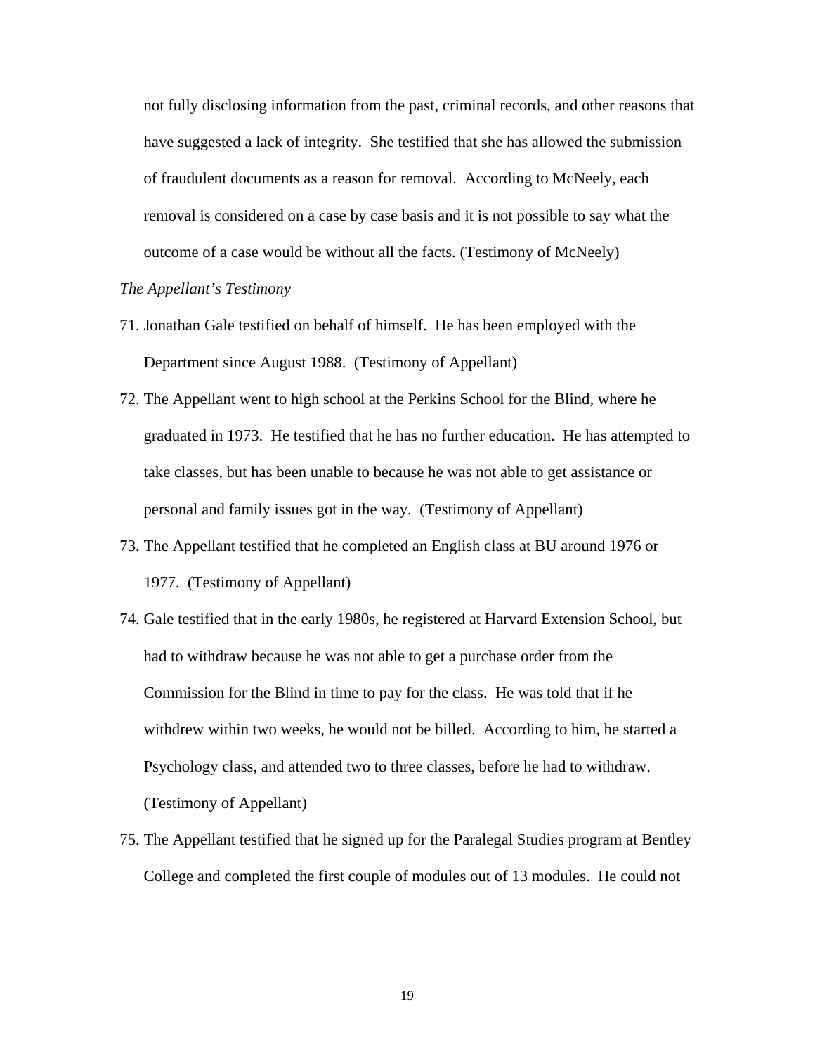not fully disclosing information from the past, criminal records, and other reasons that have suggested a lack of integrity. She testified that she has allowed the submission of fraudulent documents as a reason for removal. According to McNeely, each removal is considered on a case by case basis and it is not possible to say what the outcome of a case would be without all the facts. (Testimony of McNeely)

*The Appellant's Testimony*

71. Jonathan Gale testified on behalf of himself. He has been employed with the Department since August 1988. (Testimony of Appellant)

72. The Appellant went to high school at the Perkins School for the Blind, where he graduated in 1973. He testified that he has no further education. He has attempted to take classes, but has been unable to because he was not able to get assistance or personal and family issues got in the way. (Testimony of Appellant)

73. The Appellant testified that he completed an English class at BU around 1976 or 1977. (Testimony of Appellant)

74. Gale testified that in the early 1980s, he registered at Harvard Extension School, but had to withdraw because he was not able to get a purchase order from the Commission for the Blind in time to pay for the class. He was told that if he withdrew within two weeks, he would not be billed. According to him, he started a Psychology class, and attended two to three classes, before he had to withdraw. (Testimony of Appellant)

75. The Appellant testified that he signed up for the Paralegal Studies program at Bentley College and completed the first couple of modules out of 13 modules. He could not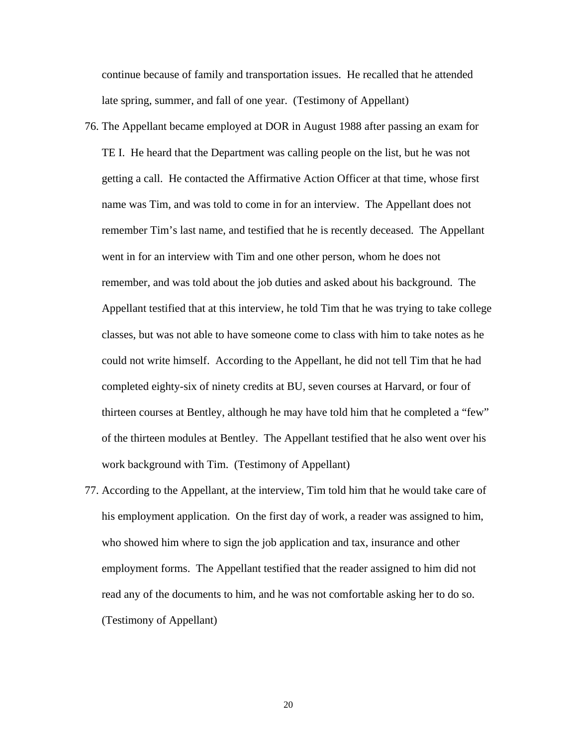continue because of family and transportation issues. He recalled that he attended late spring, summer, and fall of one year. (Testimony of Appellant)

76. The Appellant became employed at DOR in August 1988 after passing an exam for TE I. He heard that the Department was calling people on the list, but he was not getting a call. He contacted the Affirmative Action Officer at that time, whose first name was Tim, and was told to come in for an interview. The Appellant does not remember Tim's last name, and testified that he is recently deceased. The Appellant went in for an interview with Tim and one other person, whom he does not remember, and was told about the job duties and asked about his background. The Appellant testified that at this interview, he told Tim that he was trying to take college classes, but was not able to have someone come to class with him to take notes as he could not write himself. According to the Appellant, he did not tell Tim that he had completed eighty-six of ninety credits at BU, seven courses at Harvard, or four of thirteen courses at Bentley, although he may have told him that he completed a "few" of the thirteen modules at Bentley. The Appellant testified that he also went over his work background with Tim. (Testimony of Appellant)

77. According to the Appellant, at the interview, Tim told him that he would take care of his employment application. On the first day of work, a reader was assigned to him, who showed him where to sign the job application and tax, insurance and other employment forms. The Appellant testified that the reader assigned to him did not read any of the documents to him, and he was not comfortable asking her to do so. (Testimony of Appellant)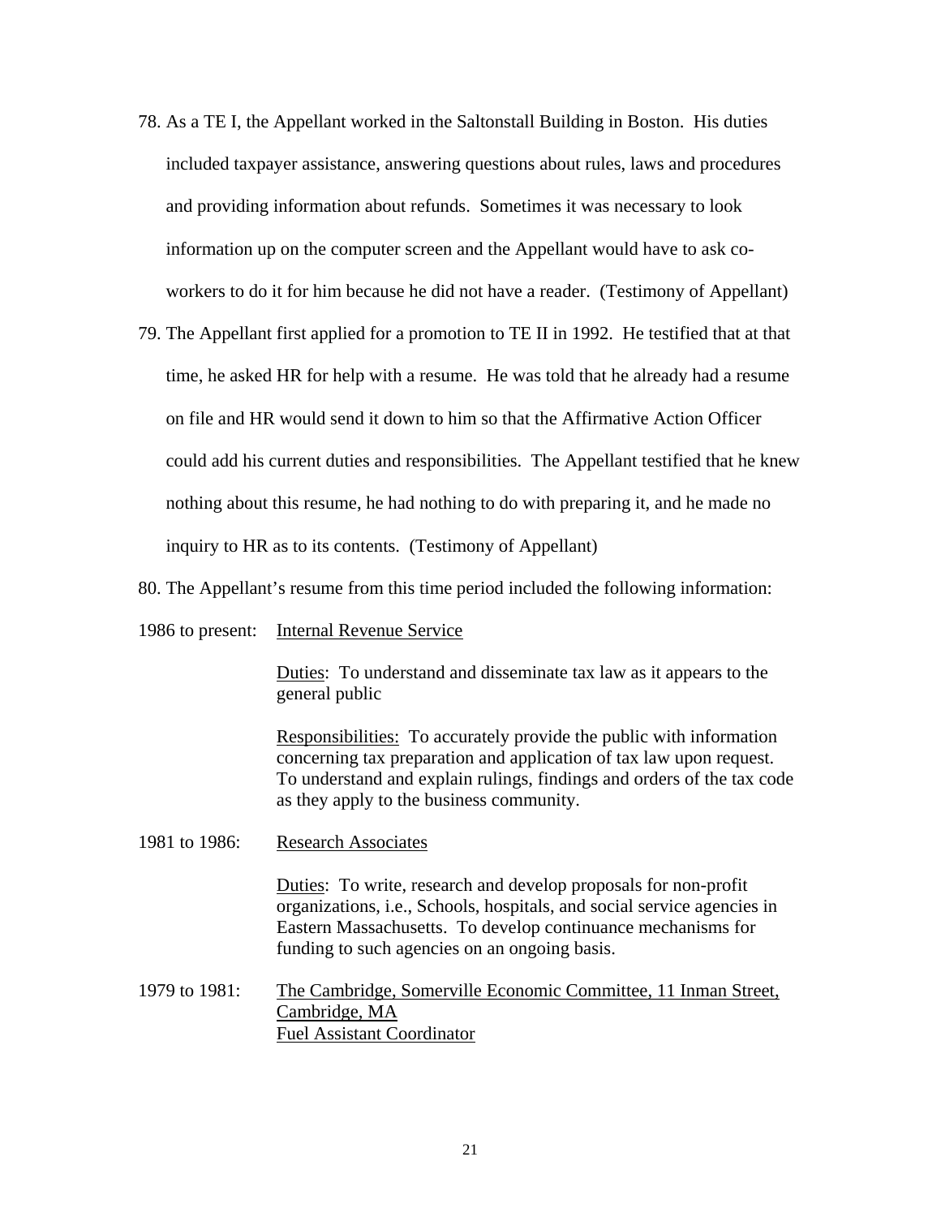78. As a TE I, the Appellant worked in the Saltonstall Building in Boston. His duties included taxpayer assistance, answering questions about rules, laws and procedures and providing information about refunds. Sometimes it was necessary to look information up on the computer screen and the Appellant would have to ask co-workers to do it for him because he did not have a reader. (Testimony of Appellant)

79. The Appellant first applied for a promotion to TE II in 1992. He testified that at that time, he asked HR for help with a resume. He was told that he already had a resume on file and HR would send it down to him so that the Affirmative Action Officer could add his current duties and responsibilities. The Appellant testified that he knew nothing about this resume, he had nothing to do with preparing it, and he made no inquiry to HR as to its contents. (Testimony of Appellant)

80. The Appellant's resume from this time period included the following information:

1986 to present: Internal Revenue Service

Duties: To understand and disseminate tax law as it appears to the general public

Responsibilities: To accurately provide the public with information concerning tax preparation and application of tax law upon request. To understand and explain rulings, findings and orders of the tax code as they apply to the business community.

1981 to 1986: Research Associates

Duties: To write, research and develop proposals for non-profit organizations, i.e., Schools, hospitals, and social service agencies in Eastern Massachusetts. To develop continuance mechanisms for funding to such agencies on an ongoing basis.

1979 to 1981: The Cambridge, Somerville Economic Committee, 11 Inman Street, Cambridge, MA
Fuel Assistant Coordinator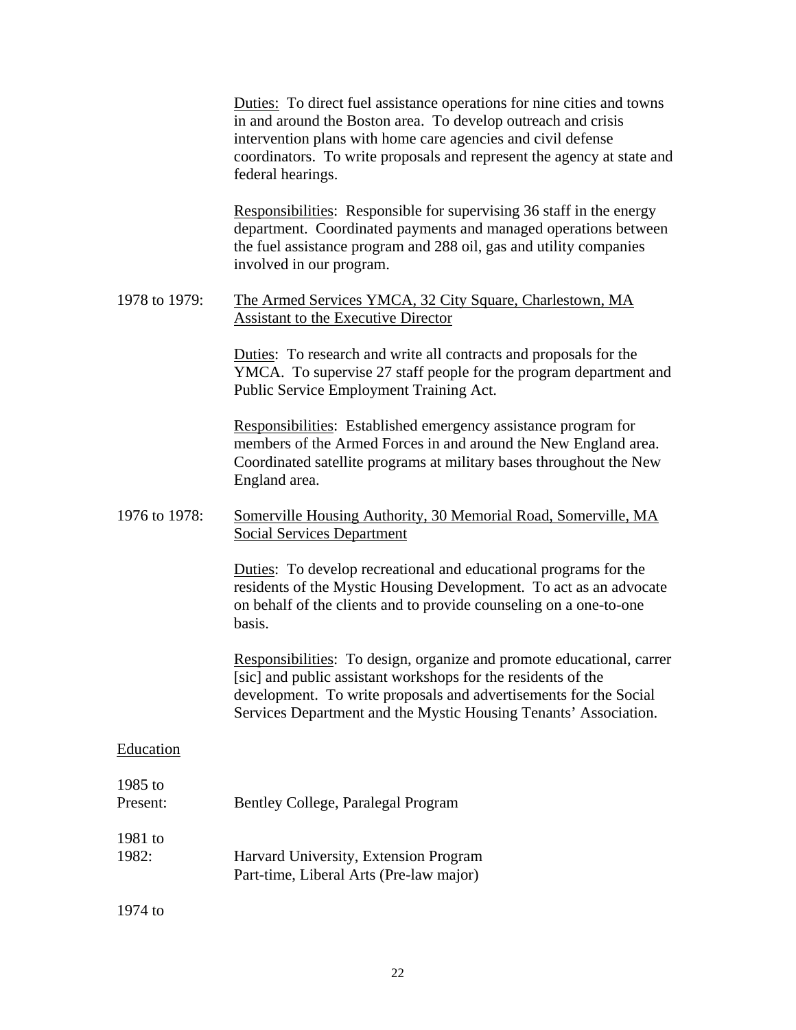Duties: To direct fuel assistance operations for nine cities and towns in and around the Boston area. To develop outreach and crisis intervention plans with home care agencies and civil defense coordinators. To write proposals and represent the agency at state and federal hearings.

Responsibilities: Responsible for supervising 36 staff in the energy department. Coordinated payments and managed operations between the fuel assistance program and 288 oil, gas and utility companies involved in our program.

1978 to 1979: The Armed Services YMCA, 32 City Square, Charlestown, MA
Assistant to the Executive Director

Duties: To research and write all contracts and proposals for the YMCA. To supervise 27 staff people for the program department and Public Service Employment Training Act.

Responsibilities: Established emergency assistance program for members of the Armed Forces in and around the New England area. Coordinated satellite programs at military bases throughout the New England area.

1976 to 1978: Somerville Housing Authority, 30 Memorial Road, Somerville, MA
Social Services Department

Duties: To develop recreational and educational programs for the residents of the Mystic Housing Development. To act as an advocate on behalf of the clients and to provide counseling on a one-to-one basis.

Responsibilities: To design, organize and promote educational, carrer [sic] and public assistant workshops for the residents of the development. To write proposals and advertisements for the Social Services Department and the Mystic Housing Tenants' Association.

Education

1985 to Present: Bentley College, Paralegal Program

1981 to 1982: Harvard University, Extension Program
Part-time, Liberal Arts (Pre-law major)

1974 to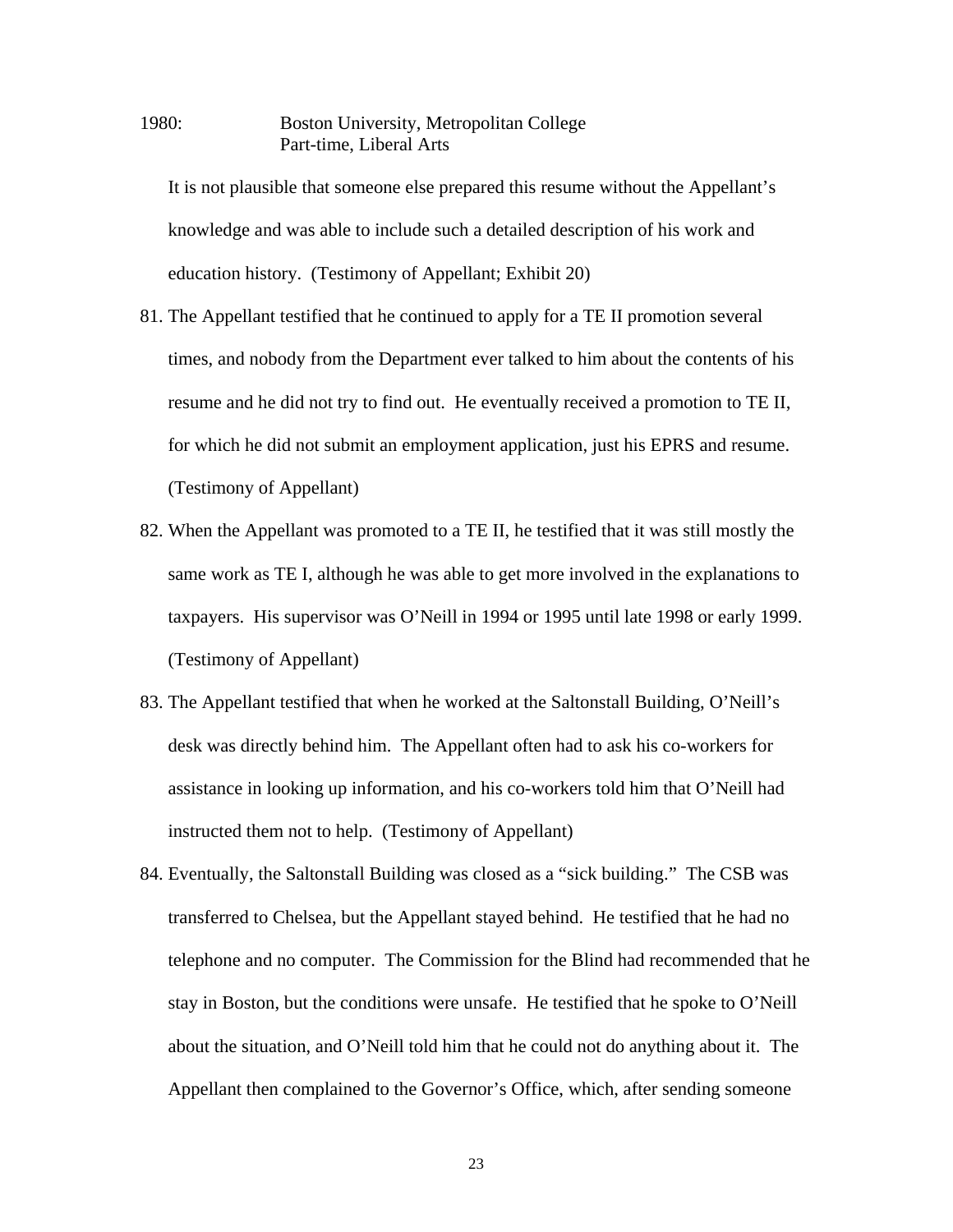1980: Boston University, Metropolitan College
Part-time, Liberal Arts

It is not plausible that someone else prepared this resume without the Appellant's knowledge and was able to include such a detailed description of his work and education history. (Testimony of Appellant; Exhibit 20)

81. The Appellant testified that he continued to apply for a TE II promotion several times, and nobody from the Department ever talked to him about the contents of his resume and he did not try to find out. He eventually received a promotion to TE II, for which he did not submit an employment application, just his EPRS and resume. (Testimony of Appellant)

82. When the Appellant was promoted to a TE II, he testified that it was still mostly the same work as TE I, although he was able to get more involved in the explanations to taxpayers. His supervisor was O'Neill in 1994 or 1995 until late 1998 or early 1999. (Testimony of Appellant)

83. The Appellant testified that when he worked at the Saltonstall Building, O'Neill's desk was directly behind him. The Appellant often had to ask his co-workers for assistance in looking up information, and his co-workers told him that O'Neill had instructed them not to help. (Testimony of Appellant)

84. Eventually, the Saltonstall Building was closed as a "sick building." The CSB was transferred to Chelsea, but the Appellant stayed behind. He testified that he had no telephone and no computer. The Commission for the Blind had recommended that he stay in Boston, but the conditions were unsafe. He testified that he spoke to O'Neill about the situation, and O'Neill told him that he could not do anything about it. The Appellant then complained to the Governor's Office, which, after sending someone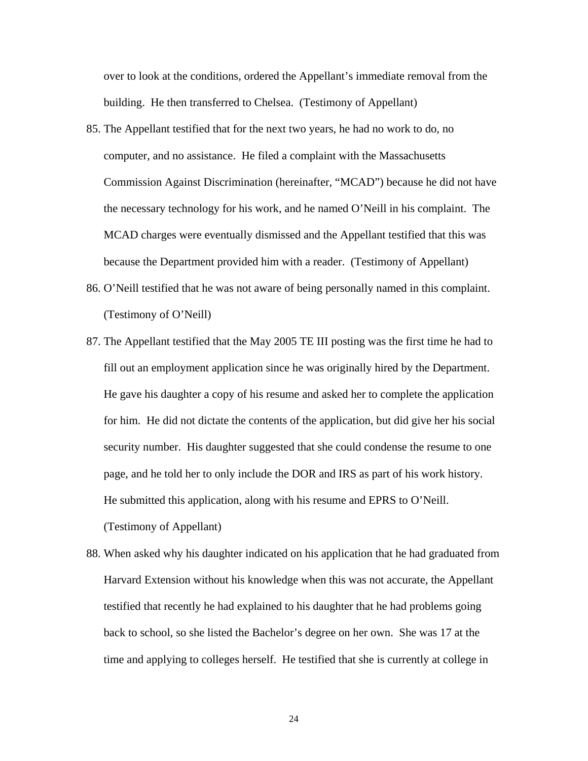over to look at the conditions, ordered the Appellant's immediate removal from the building. He then transferred to Chelsea. (Testimony of Appellant)

85. The Appellant testified that for the next two years, he had no work to do, no computer, and no assistance. He filed a complaint with the Massachusetts Commission Against Discrimination (hereinafter, "MCAD") because he did not have the necessary technology for his work, and he named O'Neill in his complaint. The MCAD charges were eventually dismissed and the Appellant testified that this was because the Department provided him with a reader. (Testimony of Appellant)

86. O'Neill testified that he was not aware of being personally named in this complaint. (Testimony of O'Neill)

87. The Appellant testified that the May 2005 TE III posting was the first time he had to fill out an employment application since he was originally hired by the Department. He gave his daughter a copy of his resume and asked her to complete the application for him. He did not dictate the contents of the application, but did give her his social security number. His daughter suggested that she could condense the resume to one page, and he told her to only include the DOR and IRS as part of his work history. He submitted this application, along with his resume and EPRS to O'Neill. (Testimony of Appellant)

88. When asked why his daughter indicated on his application that he had graduated from Harvard Extension without his knowledge when this was not accurate, the Appellant testified that recently he had explained to his daughter that he had problems going back to school, so she listed the Bachelor's degree on her own. She was 17 at the time and applying to colleges herself. He testified that she is currently at college in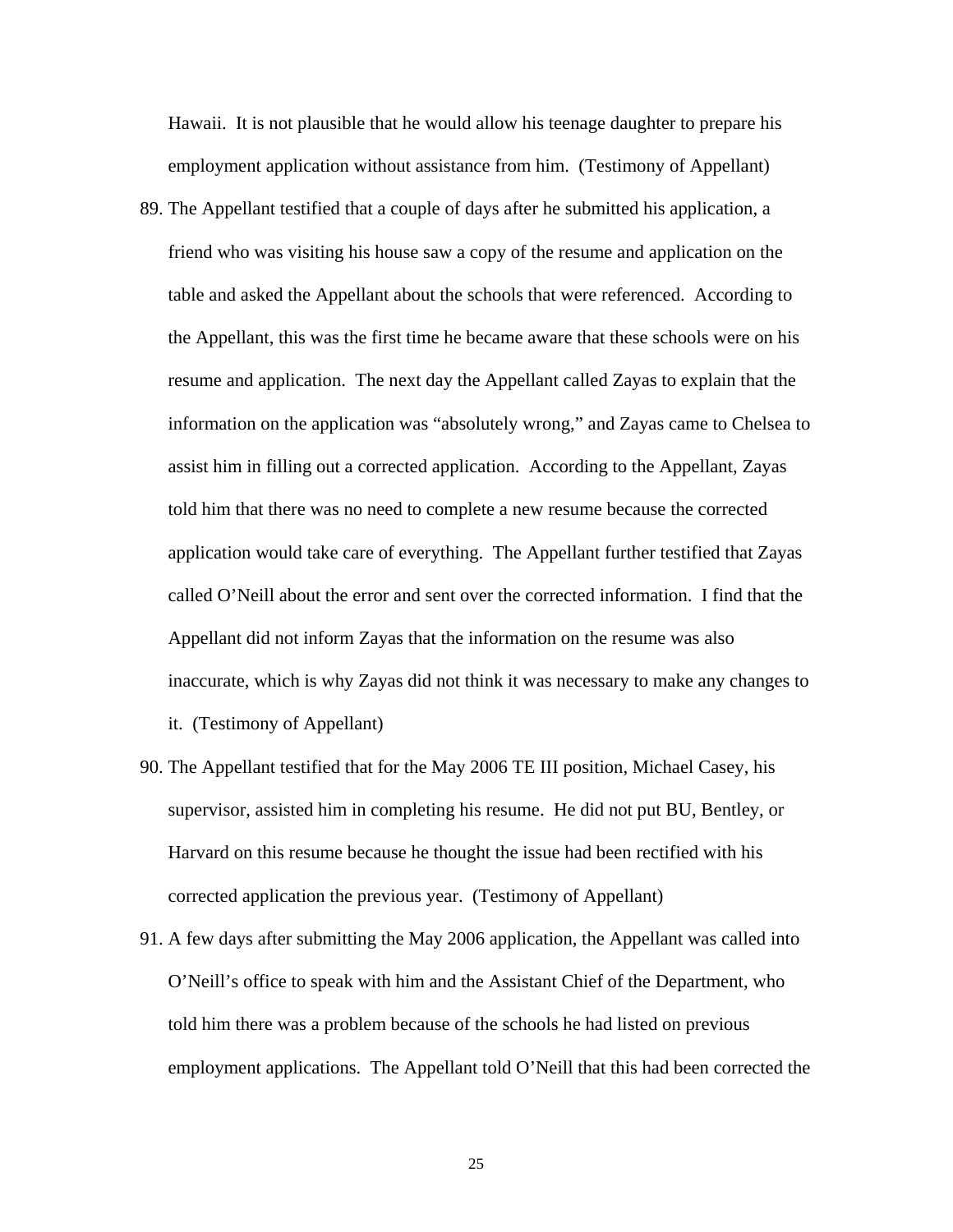Hawaii. It is not plausible that he would allow his teenage daughter to prepare his employment application without assistance from him. (Testimony of Appellant)

89. The Appellant testified that a couple of days after he submitted his application, a friend who was visiting his house saw a copy of the resume and application on the table and asked the Appellant about the schools that were referenced. According to the Appellant, this was the first time he became aware that these schools were on his resume and application. The next day the Appellant called Zayas to explain that the information on the application was "absolutely wrong," and Zayas came to Chelsea to assist him in filling out a corrected application. According to the Appellant, Zayas told him that there was no need to complete a new resume because the corrected application would take care of everything. The Appellant further testified that Zayas called O'Neill about the error and sent over the corrected information. I find that the Appellant did not inform Zayas that the information on the resume was also inaccurate, which is why Zayas did not think it was necessary to make any changes to it. (Testimony of Appellant)

90. The Appellant testified that for the May 2006 TE III position, Michael Casey, his supervisor, assisted him in completing his resume. He did not put BU, Bentley, or Harvard on this resume because he thought the issue had been rectified with his corrected application the previous year. (Testimony of Appellant)

91. A few days after submitting the May 2006 application, the Appellant was called into O'Neill's office to speak with him and the Assistant Chief of the Department, who told him there was a problem because of the schools he had listed on previous employment applications. The Appellant told O'Neill that this had been corrected the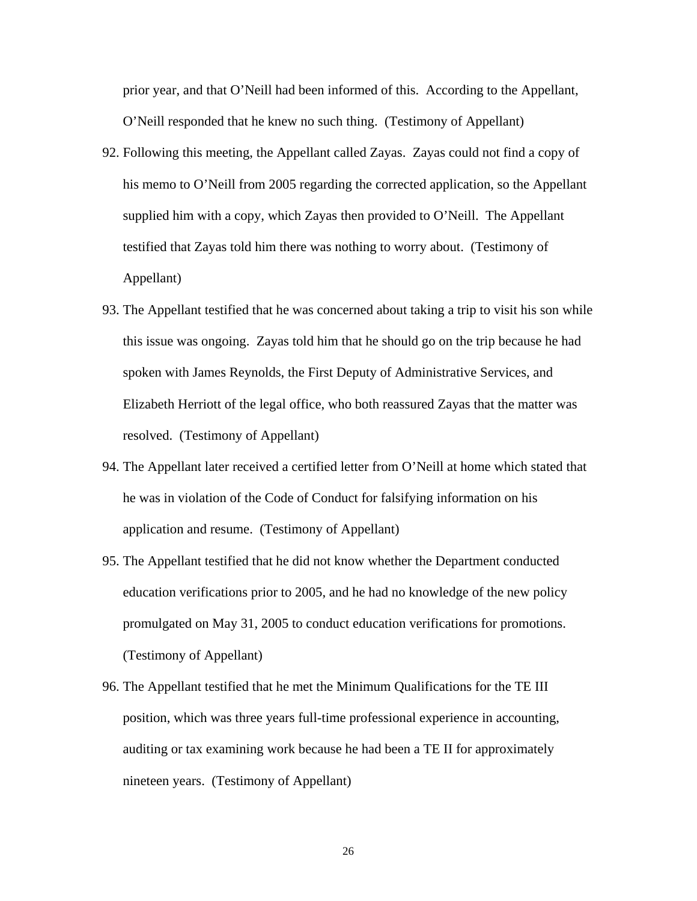prior year, and that O'Neill had been informed of this. According to the Appellant, O'Neill responded that he knew no such thing. (Testimony of Appellant)

92. Following this meeting, the Appellant called Zayas. Zayas could not find a copy of his memo to O'Neill from 2005 regarding the corrected application, so the Appellant supplied him with a copy, which Zayas then provided to O'Neill. The Appellant testified that Zayas told him there was nothing to worry about. (Testimony of Appellant)

93. The Appellant testified that he was concerned about taking a trip to visit his son while this issue was ongoing. Zayas told him that he should go on the trip because he had spoken with James Reynolds, the First Deputy of Administrative Services, and Elizabeth Herriott of the legal office, who both reassured Zayas that the matter was resolved. (Testimony of Appellant)

94. The Appellant later received a certified letter from O'Neill at home which stated that he was in violation of the Code of Conduct for falsifying information on his application and resume. (Testimony of Appellant)

95. The Appellant testified that he did not know whether the Department conducted education verifications prior to 2005, and he had no knowledge of the new policy promulgated on May 31, 2005 to conduct education verifications for promotions. (Testimony of Appellant)

96. The Appellant testified that he met the Minimum Qualifications for the TE III position, which was three years full-time professional experience in accounting, auditing or tax examining work because he had been a TE II for approximately nineteen years. (Testimony of Appellant)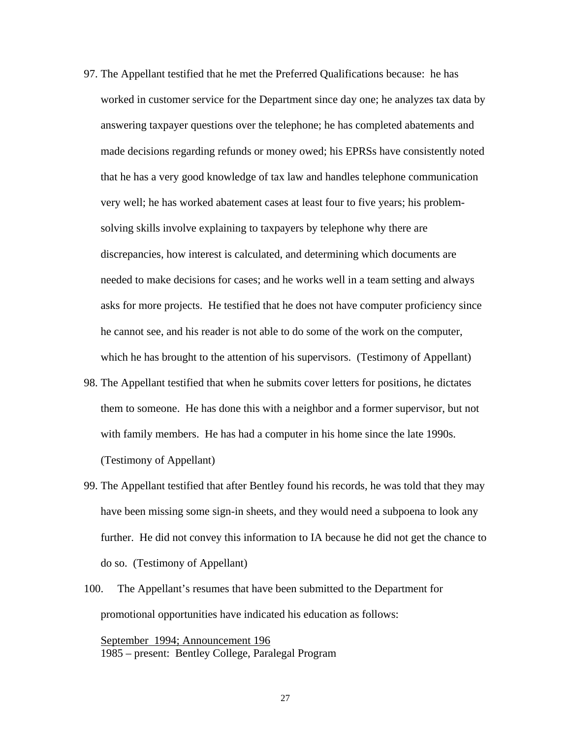97. The Appellant testified that he met the Preferred Qualifications because: he has worked in customer service for the Department since day one; he analyzes tax data by answering taxpayer questions over the telephone; he has completed abatements and made decisions regarding refunds or money owed; his EPRSs have consistently noted that he has a very good knowledge of tax law and handles telephone communication very well; he has worked abatement cases at least four to five years; his problem-solving skills involve explaining to taxpayers by telephone why there are discrepancies, how interest is calculated, and determining which documents are needed to make decisions for cases; and he works well in a team setting and always asks for more projects. He testified that he does not have computer proficiency since he cannot see, and his reader is not able to do some of the work on the computer, which he has brought to the attention of his supervisors. (Testimony of Appellant)

98. The Appellant testified that when he submits cover letters for positions, he dictates them to someone. He has done this with a neighbor and a former supervisor, but not with family members. He has had a computer in his home since the late 1990s. (Testimony of Appellant)

99. The Appellant testified that after Bentley found his records, he was told that they may have been missing some sign-in sheets, and they would need a subpoena to look any further. He did not convey this information to IA because he did not get the chance to do so. (Testimony of Appellant)

100. The Appellant's resumes that have been submitted to the Department for promotional opportunities have indicated his education as follows:

<u>September 1994; Announcement 196</u>
1985 – present: Bentley College, Paralegal Program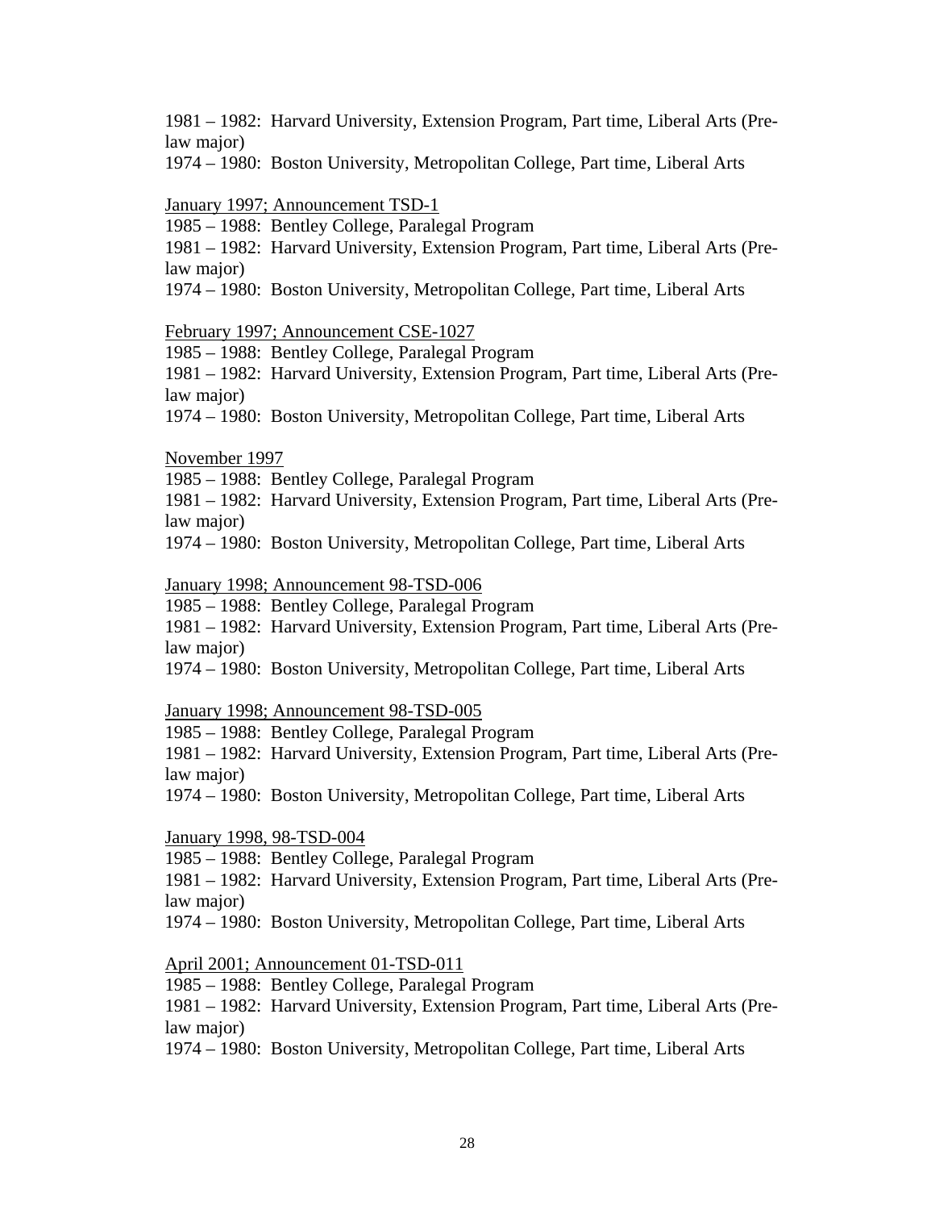1981 – 1982: Harvard University, Extension Program, Part time, Liberal Arts (Pre-law major)
1974 – 1980: Boston University, Metropolitan College, Part time, Liberal Arts

<u>January 1997; Announcement TSD-1</u>
1985 – 1988: Bentley College, Paralegal Program
1981 – 1982: Harvard University, Extension Program, Part time, Liberal Arts (Pre-law major)
1974 – 1980: Boston University, Metropolitan College, Part time, Liberal Arts

<u>February 1997; Announcement CSE-1027</u>
1985 – 1988: Bentley College, Paralegal Program
1981 – 1982: Harvard University, Extension Program, Part time, Liberal Arts (Pre-law major)
1974 – 1980: Boston University, Metropolitan College, Part time, Liberal Arts

<u>November 1997</u>
1985 – 1988: Bentley College, Paralegal Program
1981 – 1982: Harvard University, Extension Program, Part time, Liberal Arts (Pre-law major)
1974 – 1980: Boston University, Metropolitan College, Part time, Liberal Arts

<u>January 1998; Announcement 98-TSD-006</u>
1985 – 1988: Bentley College, Paralegal Program
1981 – 1982: Harvard University, Extension Program, Part time, Liberal Arts (Pre-law major)
1974 – 1980: Boston University, Metropolitan College, Part time, Liberal Arts

<u>January 1998; Announcement 98-TSD-005</u>
1985 – 1988: Bentley College, Paralegal Program
1981 – 1982: Harvard University, Extension Program, Part time, Liberal Arts (Pre-law major)
1974 – 1980: Boston University, Metropolitan College, Part time, Liberal Arts

<u>January 1998, 98-TSD-004</u>
1985 – 1988: Bentley College, Paralegal Program
1981 – 1982: Harvard University, Extension Program, Part time, Liberal Arts (Pre-law major)
1974 – 1980: Boston University, Metropolitan College, Part time, Liberal Arts

<u>April 2001; Announcement 01-TSD-011</u>
1985 – 1988: Bentley College, Paralegal Program
1981 – 1982: Harvard University, Extension Program, Part time, Liberal Arts (Pre-law major)
1974 – 1980: Boston University, Metropolitan College, Part time, Liberal Arts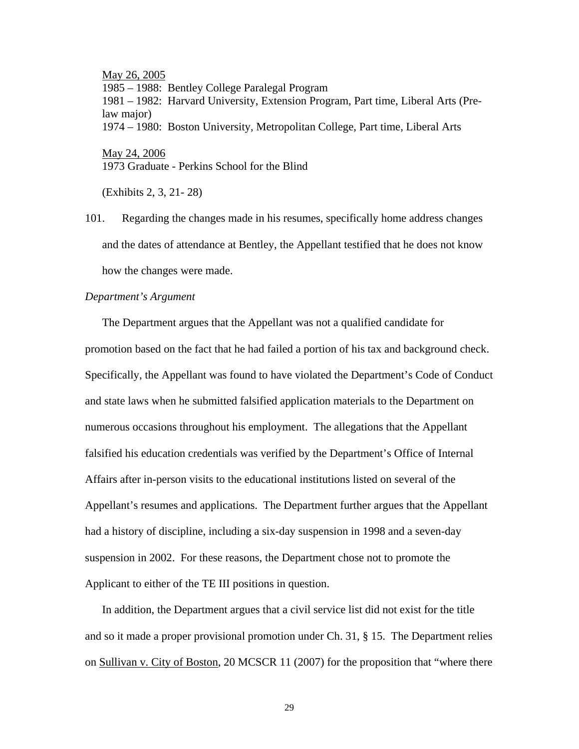<u>May 26, 2005</u>
1985 – 1988: Bentley College Paralegal Program
1981 – 1982: Harvard University, Extension Program, Part time, Liberal Arts (Pre-law major)
1974 – 1980: Boston University, Metropolitan College, Part time, Liberal Arts

<u>May 24, 2006</u>
1973 Graduate - Perkins School for the Blind

(Exhibits 2, 3, 21- 28)

101. Regarding the changes made in his resumes, specifically home address changes and the dates of attendance at Bentley, the Appellant testified that he does not know how the changes were made.

*Department's Argument*

The Department argues that the Appellant was not a qualified candidate for promotion based on the fact that he had failed a portion of his tax and background check. Specifically, the Appellant was found to have violated the Department's Code of Conduct and state laws when he submitted falsified application materials to the Department on numerous occasions throughout his employment. The allegations that the Appellant falsified his education credentials was verified by the Department's Office of Internal Affairs after in-person visits to the educational institutions listed on several of the Appellant's resumes and applications. The Department further argues that the Appellant had a history of discipline, including a six-day suspension in 1998 and a seven-day suspension in 2002. For these reasons, the Department chose not to promote the Applicant to either of the TE III positions in question.

In addition, the Department argues that a civil service list did not exist for the title and so it made a proper provisional promotion under Ch. 31, § 15. The Department relies on <u>Sullivan v. City of Boston</u>, 20 MCSCR 11 (2007) for the proposition that "where there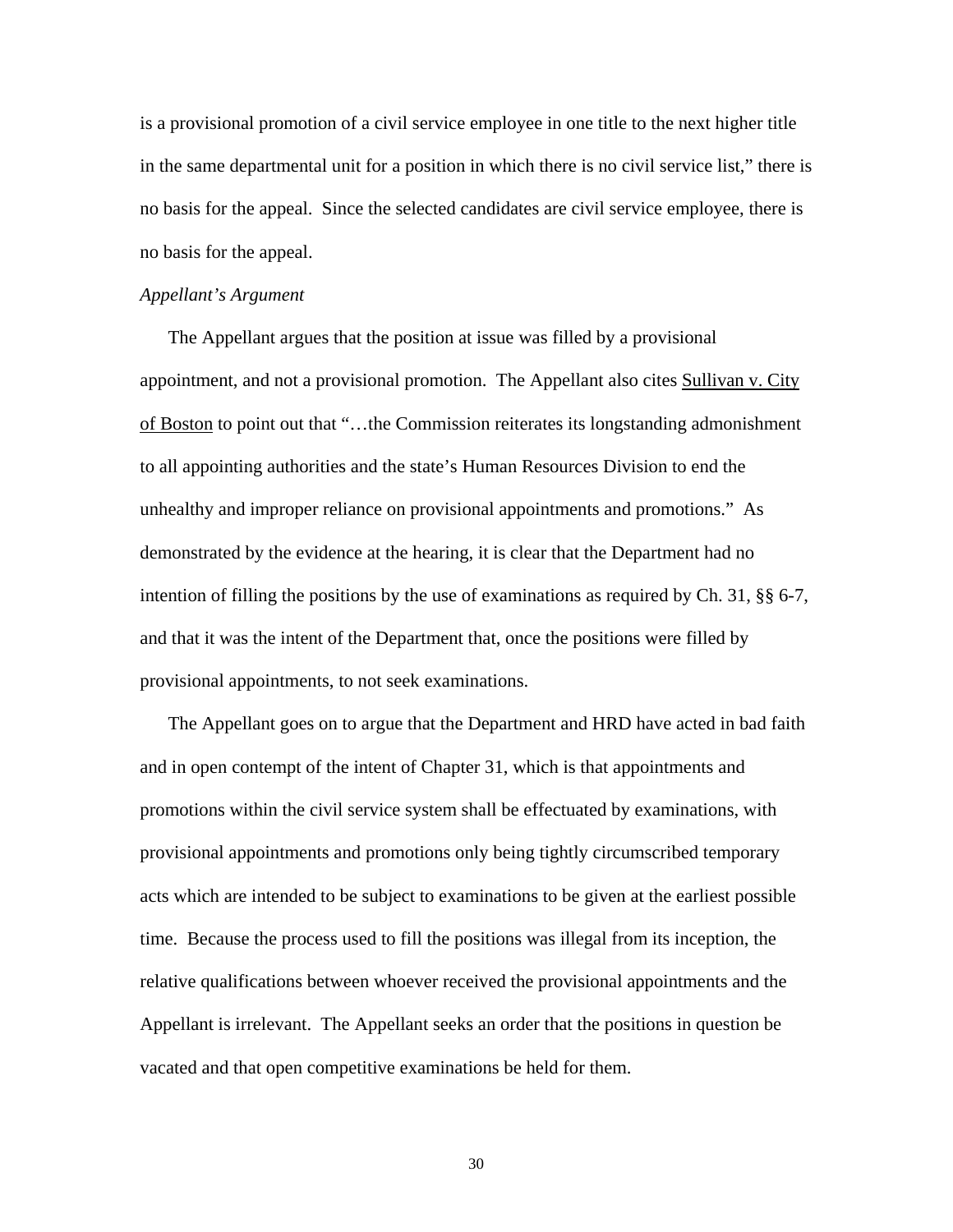is a provisional promotion of a civil service employee in one title to the next higher title in the same departmental unit for a position in which there is no civil service list," there is no basis for the appeal. Since the selected candidates are civil service employee, there is no basis for the appeal.

*Appellant's Argument*

The Appellant argues that the position at issue was filled by a provisional appointment, and not a provisional promotion. The Appellant also cites Sullivan v. City of Boston to point out that "…the Commission reiterates its longstanding admonishment to all appointing authorities and the state's Human Resources Division to end the unhealthy and improper reliance on provisional appointments and promotions." As demonstrated by the evidence at the hearing, it is clear that the Department had no intention of filling the positions by the use of examinations as required by Ch. 31, §§ 6-7, and that it was the intent of the Department that, once the positions were filled by provisional appointments, to not seek examinations.

The Appellant goes on to argue that the Department and HRD have acted in bad faith and in open contempt of the intent of Chapter 31, which is that appointments and promotions within the civil service system shall be effectuated by examinations, with provisional appointments and promotions only being tightly circumscribed temporary acts which are intended to be subject to examinations to be given at the earliest possible time. Because the process used to fill the positions was illegal from its inception, the relative qualifications between whoever received the provisional appointments and the Appellant is irrelevant. The Appellant seeks an order that the positions in question be vacated and that open competitive examinations be held for them.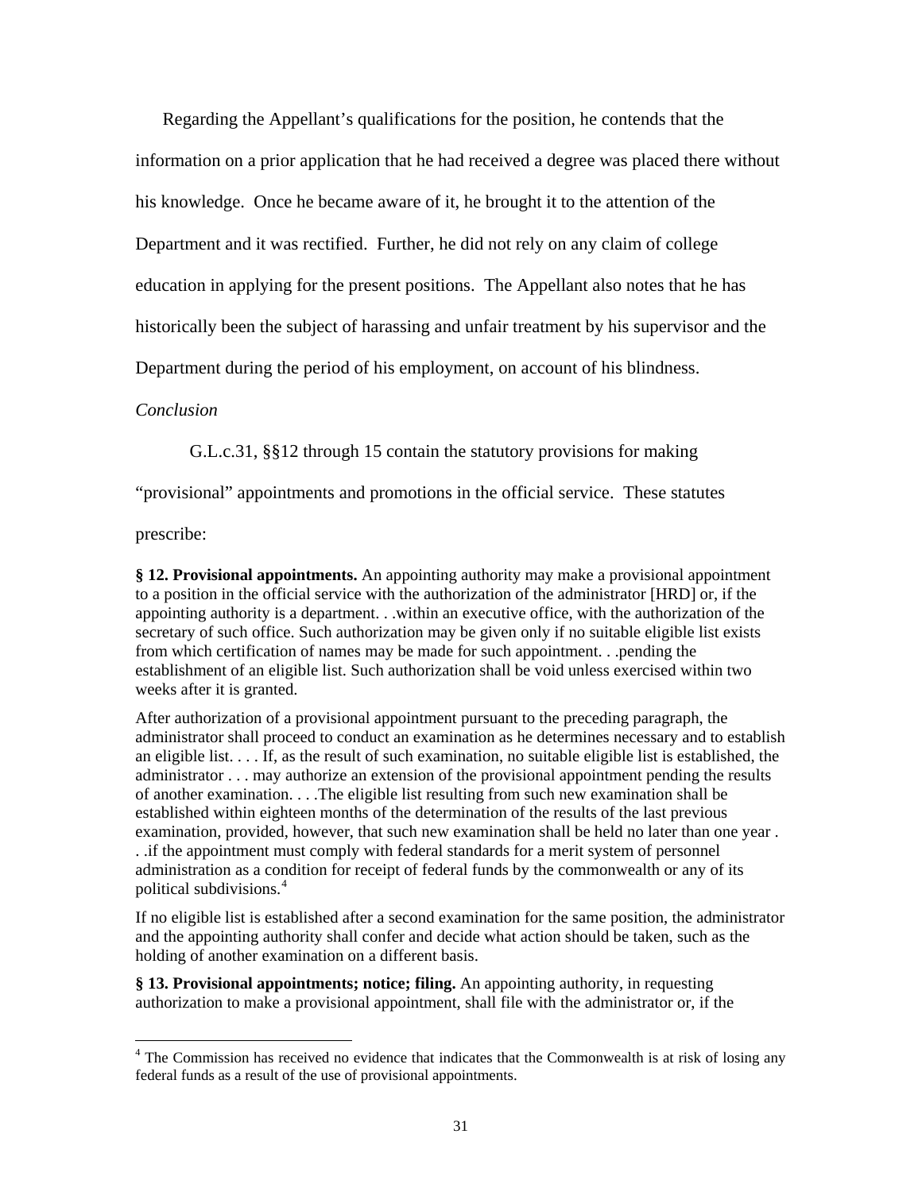Regarding the Appellant's qualifications for the position, he contends that the information on a prior application that he had received a degree was placed there without his knowledge. Once he became aware of it, he brought it to the attention of the Department and it was rectified. Further, he did not rely on any claim of college education in applying for the present positions. The Appellant also notes that he has historically been the subject of harassing and unfair treatment by his supervisor and the Department during the period of his employment, on account of his blindness.

*Conclusion*

G.L.c.31, §§12 through 15 contain the statutory provisions for making "provisional" appointments and promotions in the official service. These statutes prescribe:

**§ 12. Provisional appointments.** An appointing authority may make a provisional appointment to a position in the official service with the authorization of the administrator [HRD] or, if the appointing authority is a department. . .within an executive office, with the authorization of the secretary of such office. Such authorization may be given only if no suitable eligible list exists from which certification of names may be made for such appointment. . .pending the establishment of an eligible list. Such authorization shall be void unless exercised within two weeks after it is granted.

After authorization of a provisional appointment pursuant to the preceding paragraph, the administrator shall proceed to conduct an examination as he determines necessary and to establish an eligible list. . . . If, as the result of such examination, no suitable eligible list is established, the administrator . . . may authorize an extension of the provisional appointment pending the results of another examination. . . .The eligible list resulting from such new examination shall be established within eighteen months of the determination of the results of the last previous examination, provided, however, that such new examination shall be held no later than one year . . .if the appointment must comply with federal standards for a merit system of personnel administration as a condition for receipt of federal funds by the commonwealth or any of its political subdivisions.[4]

If no eligible list is established after a second examination for the same position, the administrator and the appointing authority shall confer and decide what action should be taken, such as the holding of another examination on a different basis.

**§ 13. Provisional appointments; notice; filing.** An appointing authority, in requesting authorization to make a provisional appointment, shall file with the administrator or, if the

---

[4] The Commission has received no evidence that indicates that the Commonwealth is at risk of losing any federal funds as a result of the use of provisional appointments.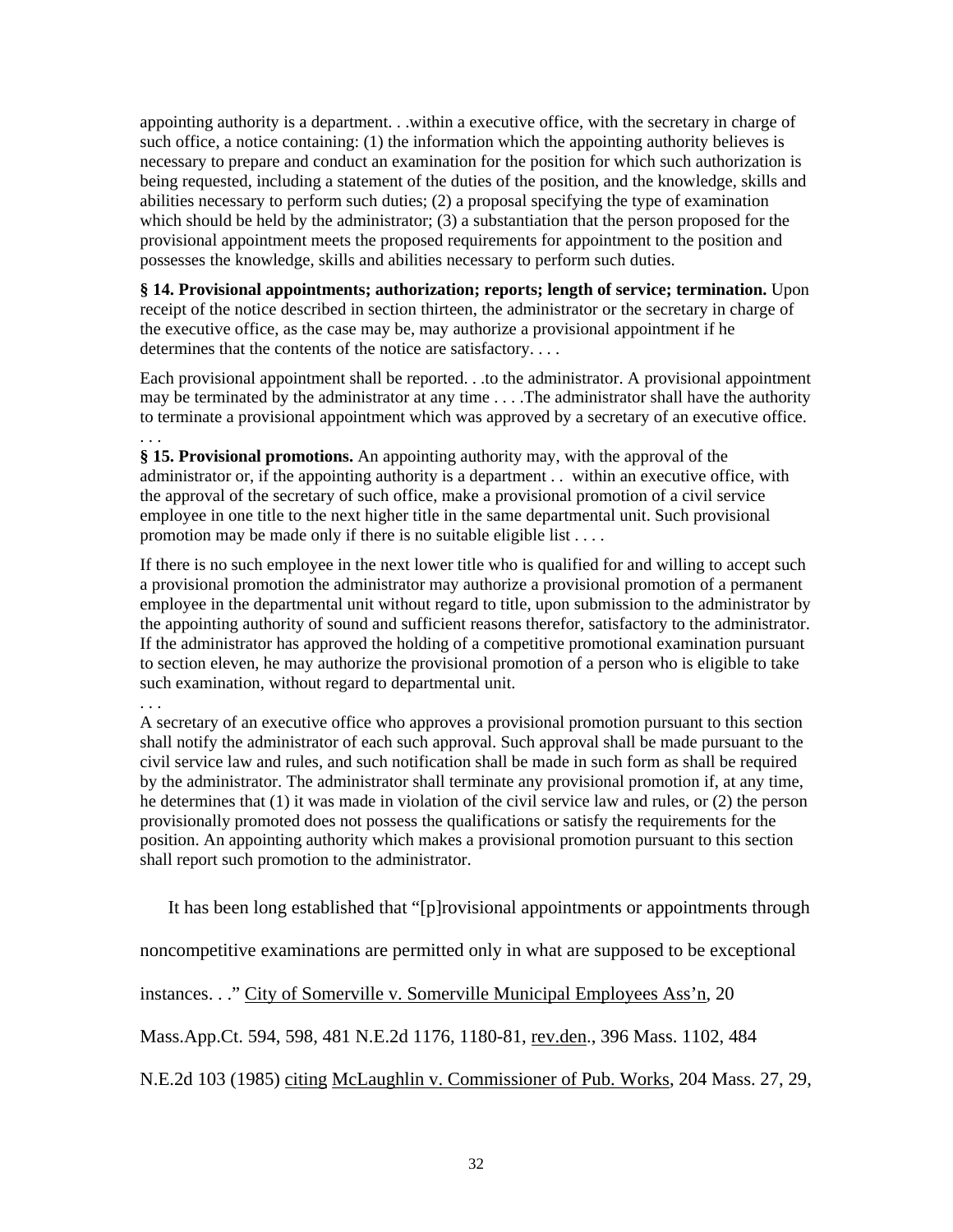appointing authority is a department. . .within a executive office, with the secretary in charge of such office, a notice containing: (1) the information which the appointing authority believes is necessary to prepare and conduct an examination for the position for which such authorization is being requested, including a statement of the duties of the position, and the knowledge, skills and abilities necessary to perform such duties; (2) a proposal specifying the type of examination which should be held by the administrator; (3) a substantiation that the person proposed for the provisional appointment meets the proposed requirements for appointment to the position and possesses the knowledge, skills and abilities necessary to perform such duties.

**§ 14. Provisional appointments; authorization; reports; length of service; termination.** Upon receipt of the notice described in section thirteen, the administrator or the secretary in charge of the executive office, as the case may be, may authorize a provisional appointment if he determines that the contents of the notice are satisfactory. . . .

Each provisional appointment shall be reported. . .to the administrator. A provisional appointment may be terminated by the administrator at any time . . . .The administrator shall have the authority to terminate a provisional appointment which was approved by a secretary of an executive office. . . .

**§ 15. Provisional promotions.** An appointing authority may, with the approval of the administrator or, if the appointing authority is a department . . within an executive office, with the approval of the secretary of such office, make a provisional promotion of a civil service employee in one title to the next higher title in the same departmental unit. Such provisional promotion may be made only if there is no suitable eligible list . . . .

If there is no such employee in the next lower title who is qualified for and willing to accept such a provisional promotion the administrator may authorize a provisional promotion of a permanent employee in the departmental unit without regard to title, upon submission to the administrator by the appointing authority of sound and sufficient reasons therefor, satisfactory to the administrator. If the administrator has approved the holding of a competitive promotional examination pursuant to section eleven, he may authorize the provisional promotion of a person who is eligible to take such examination, without regard to departmental unit.

. . .

A secretary of an executive office who approves a provisional promotion pursuant to this section shall notify the administrator of each such approval. Such approval shall be made pursuant to the civil service law and rules, and such notification shall be made in such form as shall be required by the administrator. The administrator shall terminate any provisional promotion if, at any time, he determines that (1) it was made in violation of the civil service law and rules, or (2) the person provisionally promoted does not possess the qualifications or satisfy the requirements for the position. An appointing authority which makes a provisional promotion pursuant to this section shall report such promotion to the administrator.

It has been long established that "[p]rovisional appointments or appointments through noncompetitive examinations are permitted only in what are supposed to be exceptional instances. . ." City of Somerville v. Somerville Municipal Employees Ass'n, 20 Mass.App.Ct. 594, 598, 481 N.E.2d 1176, 1180-81, rev.den., 396 Mass. 1102, 484 N.E.2d 103 (1985) citing McLaughlin v. Commissioner of Pub. Works, 204 Mass. 27, 29,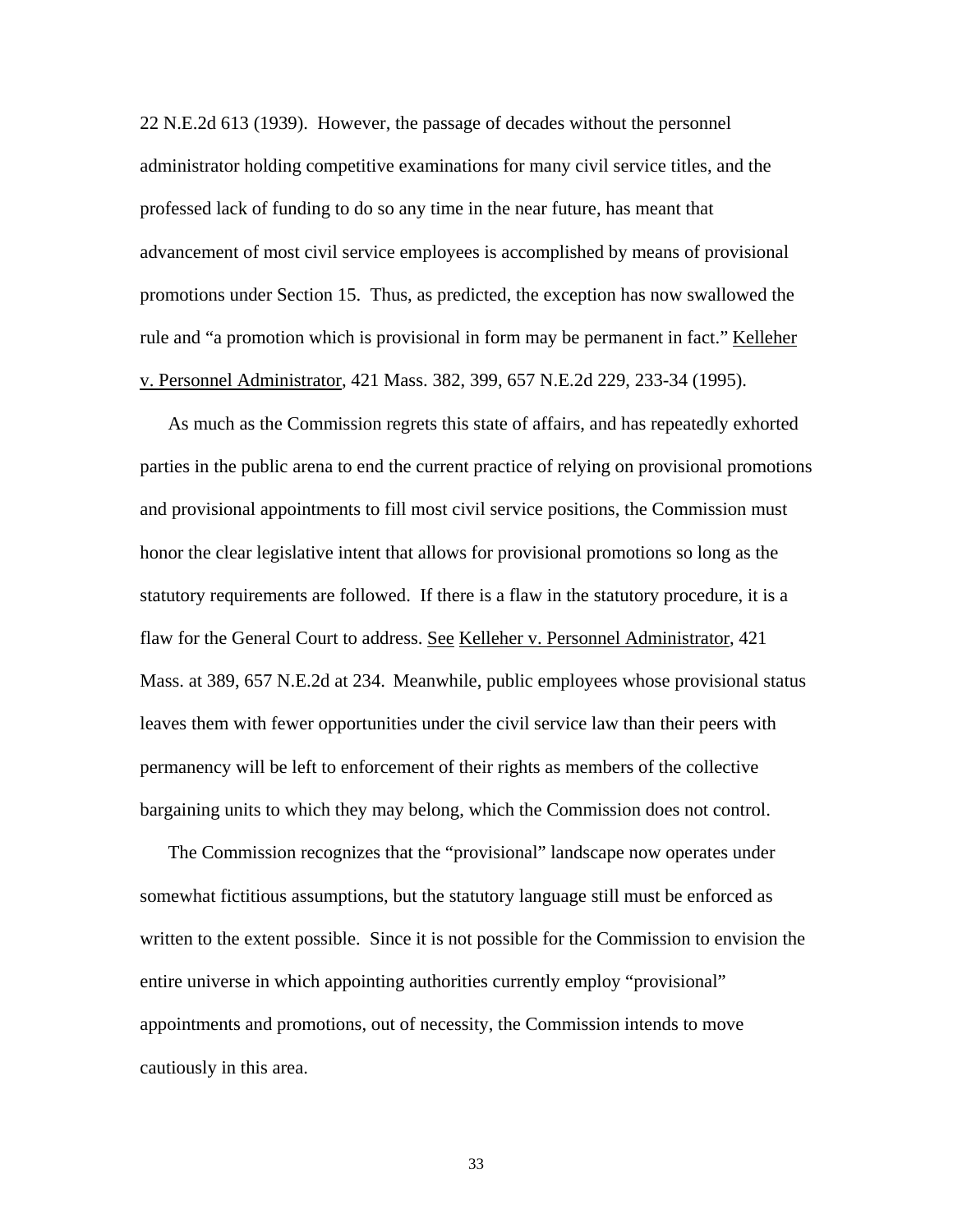22 N.E.2d 613 (1939). However, the passage of decades without the personnel administrator holding competitive examinations for many civil service titles, and the professed lack of funding to do so any time in the near future, has meant that advancement of most civil service employees is accomplished by means of provisional promotions under Section 15. Thus, as predicted, the exception has now swallowed the rule and "a promotion which is provisional in form may be permanent in fact." Kelleher v. Personnel Administrator, 421 Mass. 382, 399, 657 N.E.2d 229, 233-34 (1995).

As much as the Commission regrets this state of affairs, and has repeatedly exhorted parties in the public arena to end the current practice of relying on provisional promotions and provisional appointments to fill most civil service positions, the Commission must honor the clear legislative intent that allows for provisional promotions so long as the statutory requirements are followed. If there is a flaw in the statutory procedure, it is a flaw for the General Court to address. See Kelleher v. Personnel Administrator, 421 Mass. at 389, 657 N.E.2d at 234. Meanwhile, public employees whose provisional status leaves them with fewer opportunities under the civil service law than their peers with permanency will be left to enforcement of their rights as members of the collective bargaining units to which they may belong, which the Commission does not control.

The Commission recognizes that the "provisional" landscape now operates under somewhat fictitious assumptions, but the statutory language still must be enforced as written to the extent possible. Since it is not possible for the Commission to envision the entire universe in which appointing authorities currently employ "provisional" appointments and promotions, out of necessity, the Commission intends to move cautiously in this area.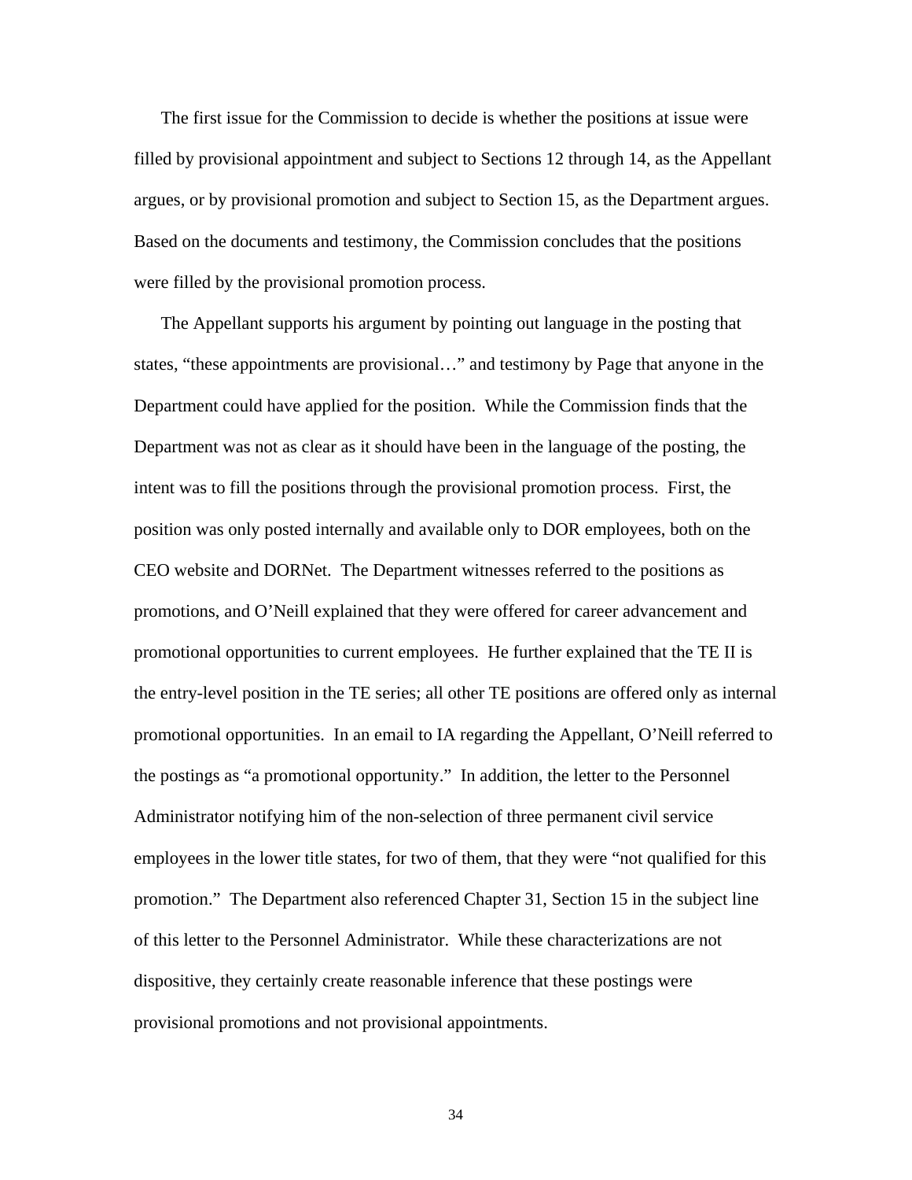The first issue for the Commission to decide is whether the positions at issue were filled by provisional appointment and subject to Sections 12 through 14, as the Appellant argues, or by provisional promotion and subject to Section 15, as the Department argues. Based on the documents and testimony, the Commission concludes that the positions were filled by the provisional promotion process.

The Appellant supports his argument by pointing out language in the posting that states, "these appointments are provisional…" and testimony by Page that anyone in the Department could have applied for the position. While the Commission finds that the Department was not as clear as it should have been in the language of the posting, the intent was to fill the positions through the provisional promotion process. First, the position was only posted internally and available only to DOR employees, both on the CEO website and DORNet. The Department witnesses referred to the positions as promotions, and O'Neill explained that they were offered for career advancement and promotional opportunities to current employees. He further explained that the TE II is the entry-level position in the TE series; all other TE positions are offered only as internal promotional opportunities. In an email to IA regarding the Appellant, O'Neill referred to the postings as "a promotional opportunity." In addition, the letter to the Personnel Administrator notifying him of the non-selection of three permanent civil service employees in the lower title states, for two of them, that they were "not qualified for this promotion." The Department also referenced Chapter 31, Section 15 in the subject line of this letter to the Personnel Administrator. While these characterizations are not dispositive, they certainly create reasonable inference that these postings were provisional promotions and not provisional appointments.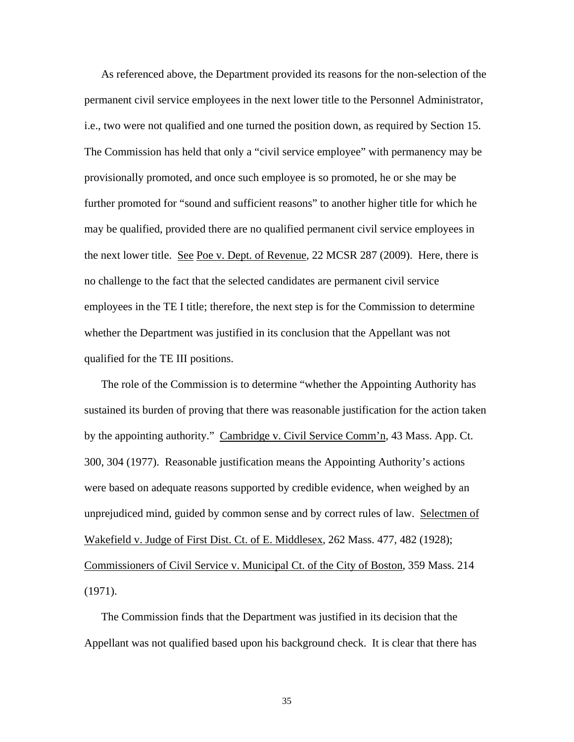As referenced above, the Department provided its reasons for the non-selection of the permanent civil service employees in the next lower title to the Personnel Administrator, i.e., two were not qualified and one turned the position down, as required by Section 15. The Commission has held that only a "civil service employee" with permanency may be provisionally promoted, and once such employee is so promoted, he or she may be further promoted for "sound and sufficient reasons" to another higher title for which he may be qualified, provided there are no qualified permanent civil service employees in the next lower title. See Poe v. Dept. of Revenue, 22 MCSR 287 (2009). Here, there is no challenge to the fact that the selected candidates are permanent civil service employees in the TE I title; therefore, the next step is for the Commission to determine whether the Department was justified in its conclusion that the Appellant was not qualified for the TE III positions.

The role of the Commission is to determine "whether the Appointing Authority has sustained its burden of proving that there was reasonable justification for the action taken by the appointing authority." Cambridge v. Civil Service Comm'n, 43 Mass. App. Ct. 300, 304 (1977). Reasonable justification means the Appointing Authority's actions were based on adequate reasons supported by credible evidence, when weighed by an unprejudiced mind, guided by common sense and by correct rules of law. Selectmen of Wakefield v. Judge of First Dist. Ct. of E. Middlesex, 262 Mass. 477, 482 (1928); Commissioners of Civil Service v. Municipal Ct. of the City of Boston, 359 Mass. 214 (1971).

The Commission finds that the Department was justified in its decision that the Appellant was not qualified based upon his background check. It is clear that there has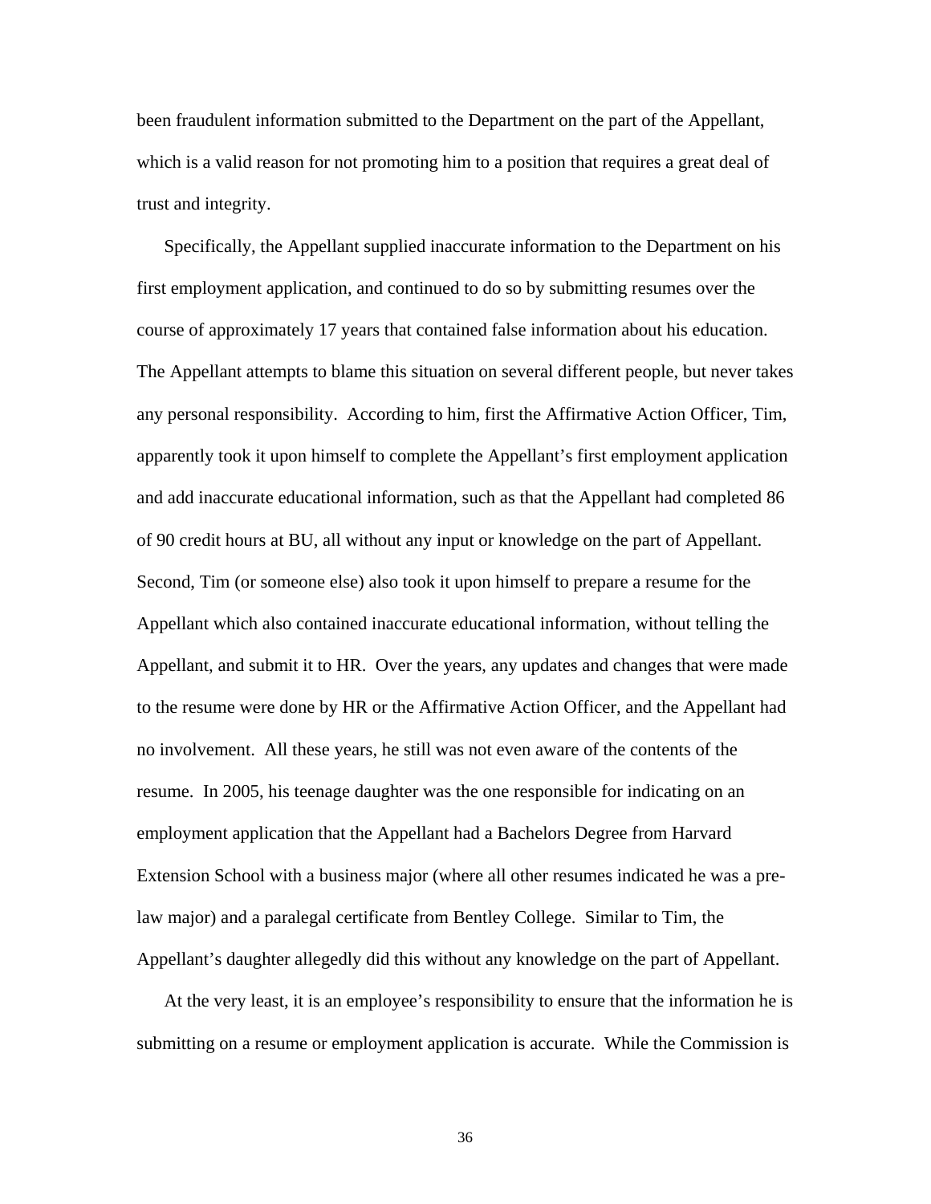been fraudulent information submitted to the Department on the part of the Appellant, which is a valid reason for not promoting him to a position that requires a great deal of trust and integrity.

Specifically, the Appellant supplied inaccurate information to the Department on his first employment application, and continued to do so by submitting resumes over the course of approximately 17 years that contained false information about his education. The Appellant attempts to blame this situation on several different people, but never takes any personal responsibility. According to him, first the Affirmative Action Officer, Tim, apparently took it upon himself to complete the Appellant's first employment application and add inaccurate educational information, such as that the Appellant had completed 86 of 90 credit hours at BU, all without any input or knowledge on the part of Appellant. Second, Tim (or someone else) also took it upon himself to prepare a resume for the Appellant which also contained inaccurate educational information, without telling the Appellant, and submit it to HR. Over the years, any updates and changes that were made to the resume were done by HR or the Affirmative Action Officer, and the Appellant had no involvement. All these years, he still was not even aware of the contents of the resume. In 2005, his teenage daughter was the one responsible for indicating on an employment application that the Appellant had a Bachelors Degree from Harvard Extension School with a business major (where all other resumes indicated he was a pre-law major) and a paralegal certificate from Bentley College. Similar to Tim, the Appellant's daughter allegedly did this without any knowledge on the part of Appellant.

At the very least, it is an employee's responsibility to ensure that the information he is submitting on a resume or employment application is accurate. While the Commission is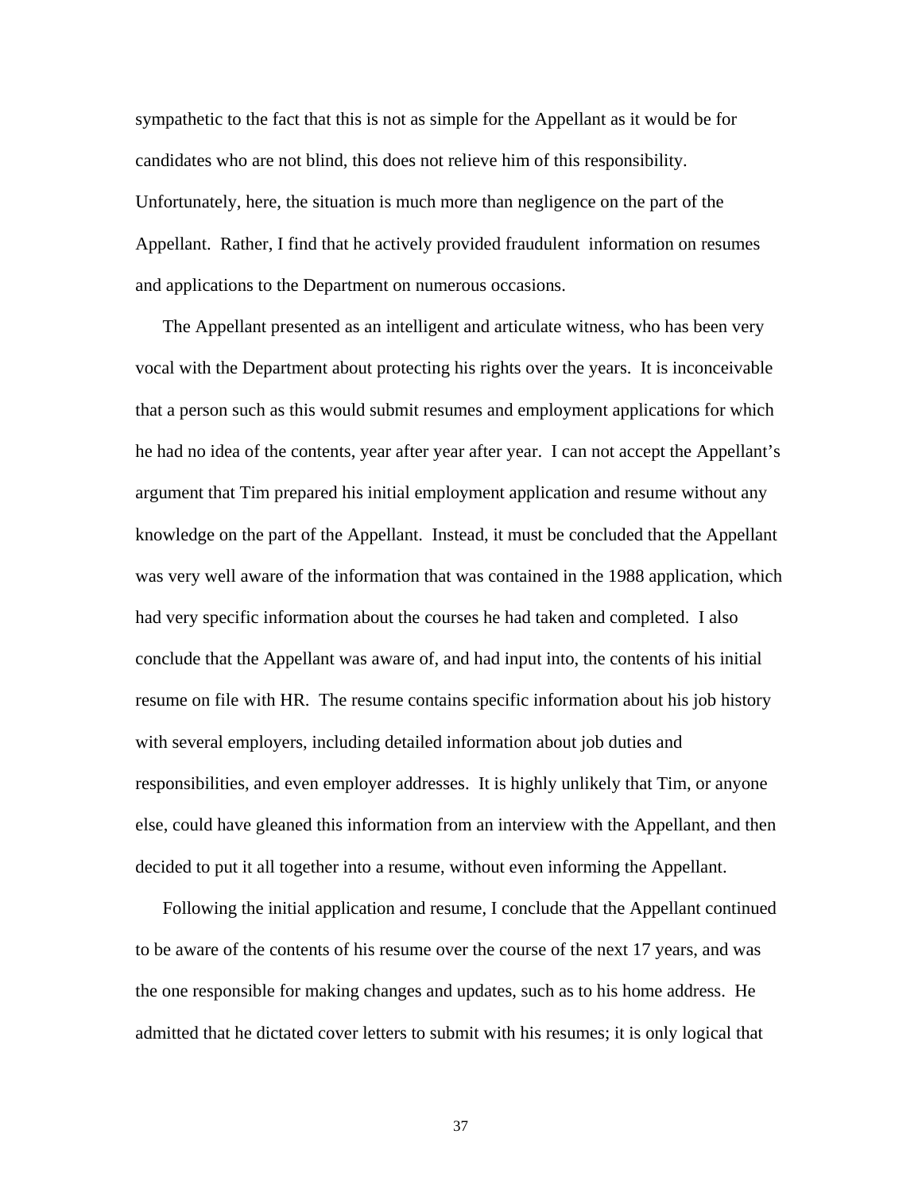sympathetic to the fact that this is not as simple for the Appellant as it would be for candidates who are not blind, this does not relieve him of this responsibility. Unfortunately, here, the situation is much more than negligence on the part of the Appellant. Rather, I find that he actively provided fraudulent information on resumes and applications to the Department on numerous occasions.

The Appellant presented as an intelligent and articulate witness, who has been very vocal with the Department about protecting his rights over the years. It is inconceivable that a person such as this would submit resumes and employment applications for which he had no idea of the contents, year after year after year. I can not accept the Appellant's argument that Tim prepared his initial employment application and resume without any knowledge on the part of the Appellant. Instead, it must be concluded that the Appellant was very well aware of the information that was contained in the 1988 application, which had very specific information about the courses he had taken and completed. I also conclude that the Appellant was aware of, and had input into, the contents of his initial resume on file with HR. The resume contains specific information about his job history with several employers, including detailed information about job duties and responsibilities, and even employer addresses. It is highly unlikely that Tim, or anyone else, could have gleaned this information from an interview with the Appellant, and then decided to put it all together into a resume, without even informing the Appellant.

Following the initial application and resume, I conclude that the Appellant continued to be aware of the contents of his resume over the course of the next 17 years, and was the one responsible for making changes and updates, such as to his home address. He admitted that he dictated cover letters to submit with his resumes; it is only logical that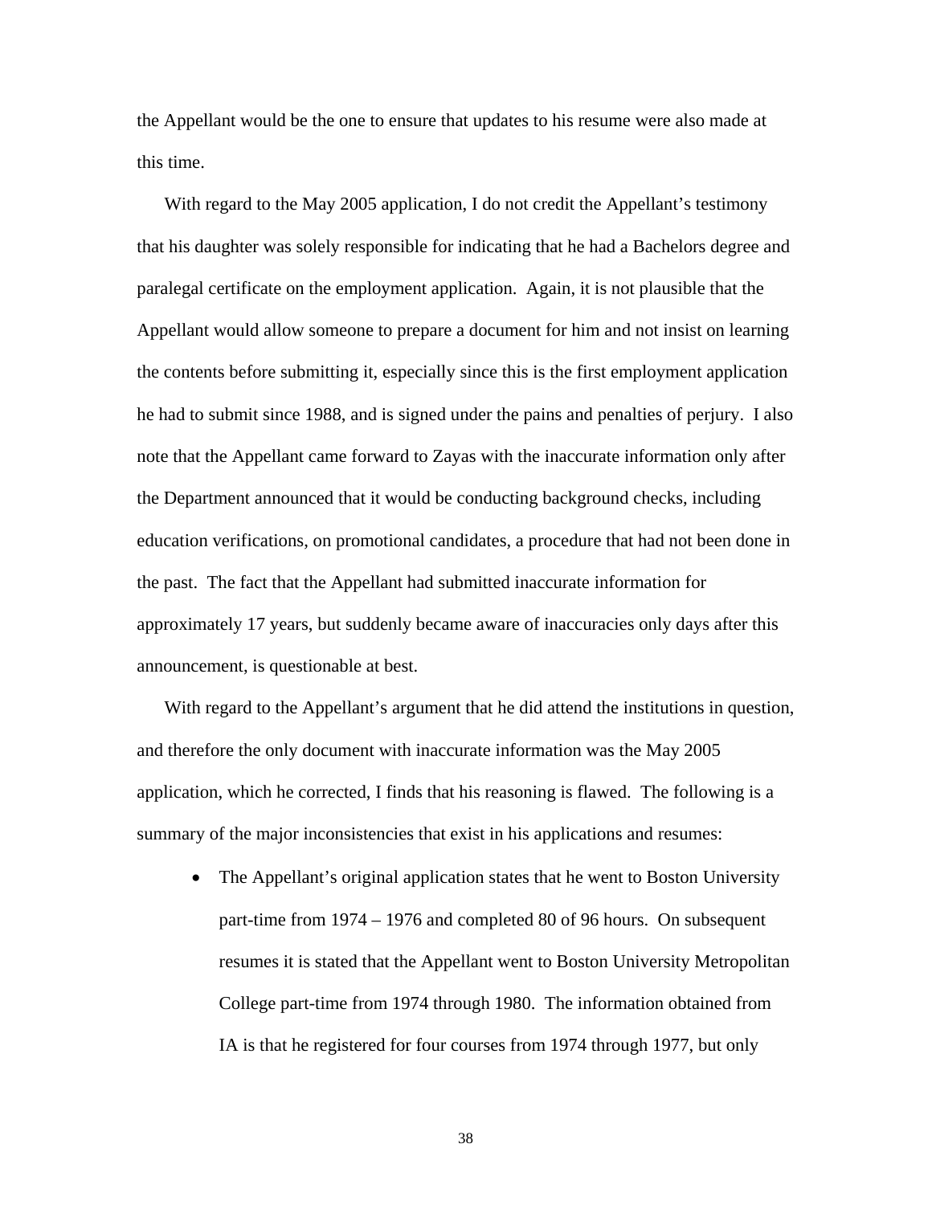the Appellant would be the one to ensure that updates to his resume were also made at this time.

With regard to the May 2005 application, I do not credit the Appellant's testimony that his daughter was solely responsible for indicating that he had a Bachelors degree and paralegal certificate on the employment application. Again, it is not plausible that the Appellant would allow someone to prepare a document for him and not insist on learning the contents before submitting it, especially since this is the first employment application he had to submit since 1988, and is signed under the pains and penalties of perjury. I also note that the Appellant came forward to Zayas with the inaccurate information only after the Department announced that it would be conducting background checks, including education verifications, on promotional candidates, a procedure that had not been done in the past. The fact that the Appellant had submitted inaccurate information for approximately 17 years, but suddenly became aware of inaccuracies only days after this announcement, is questionable at best.

With regard to the Appellant's argument that he did attend the institutions in question, and therefore the only document with inaccurate information was the May 2005 application, which he corrected, I finds that his reasoning is flawed. The following is a summary of the major inconsistencies that exist in his applications and resumes:

- The Appellant's original application states that he went to Boston University part-time from 1974 – 1976 and completed 80 of 96 hours. On subsequent resumes it is stated that the Appellant went to Boston University Metropolitan College part-time from 1974 through 1980. The information obtained from IA is that he registered for four courses from 1974 through 1977, but only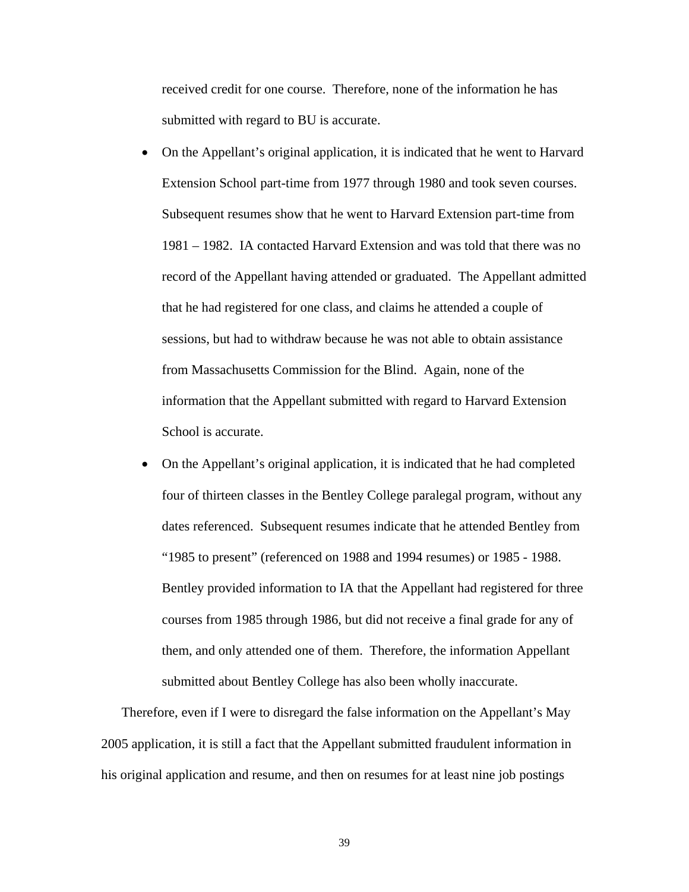received credit for one course. Therefore, none of the information he has submitted with regard to BU is accurate.

- On the Appellant's original application, it is indicated that he went to Harvard Extension School part-time from 1977 through 1980 and took seven courses. Subsequent resumes show that he went to Harvard Extension part-time from 1981 – 1982. IA contacted Harvard Extension and was told that there was no record of the Appellant having attended or graduated. The Appellant admitted that he had registered for one class, and claims he attended a couple of sessions, but had to withdraw because he was not able to obtain assistance from Massachusetts Commission for the Blind. Again, none of the information that the Appellant submitted with regard to Harvard Extension School is accurate.
- On the Appellant's original application, it is indicated that he had completed four of thirteen classes in the Bentley College paralegal program, without any dates referenced. Subsequent resumes indicate that he attended Bentley from "1985 to present" (referenced on 1988 and 1994 resumes) or 1985 - 1988. Bentley provided information to IA that the Appellant had registered for three courses from 1985 through 1986, but did not receive a final grade for any of them, and only attended one of them. Therefore, the information Appellant submitted about Bentley College has also been wholly inaccurate.

Therefore, even if I were to disregard the false information on the Appellant's May 2005 application, it is still a fact that the Appellant submitted fraudulent information in his original application and resume, and then on resumes for at least nine job postings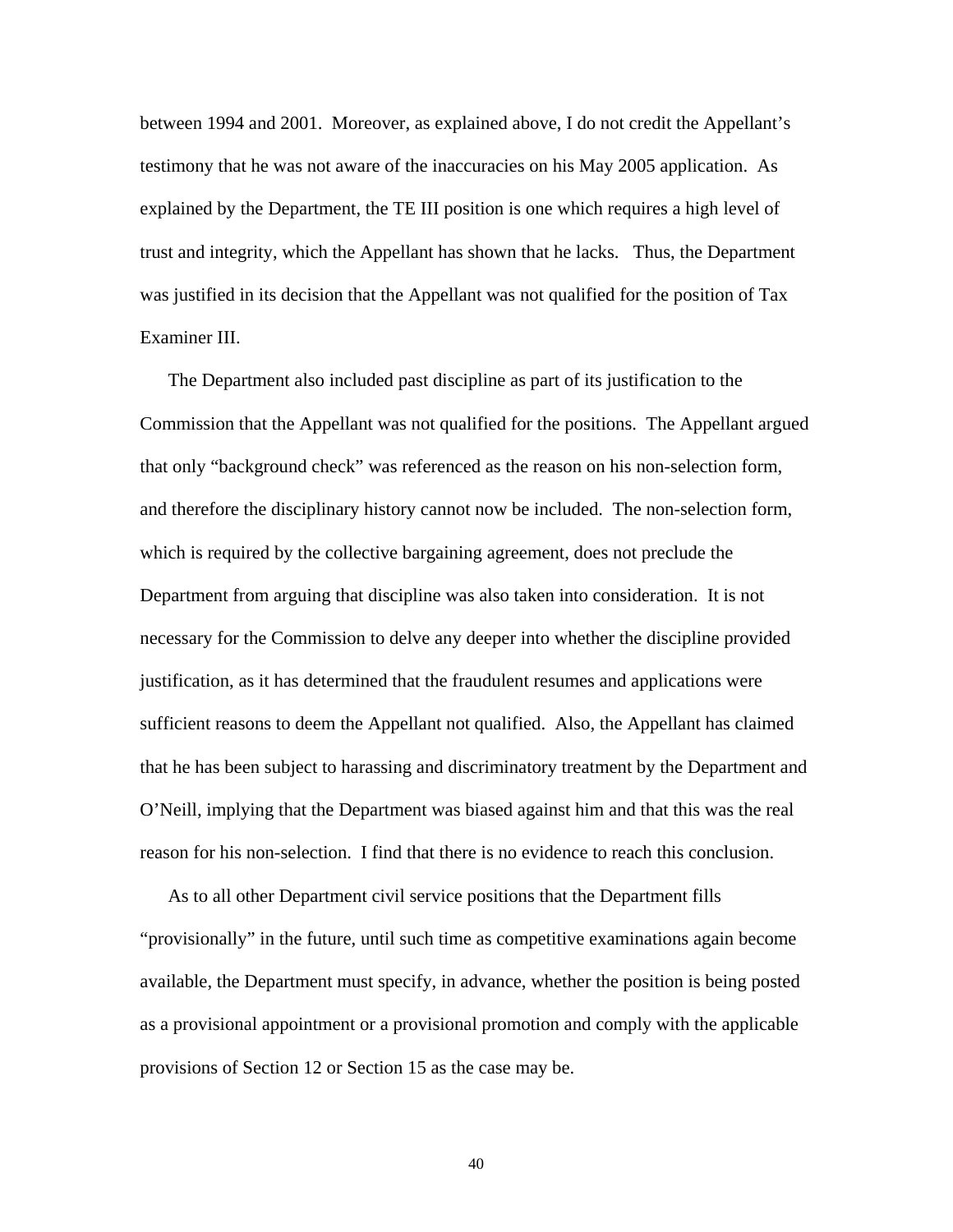between 1994 and 2001. Moreover, as explained above, I do not credit the Appellant's testimony that he was not aware of the inaccuracies on his May 2005 application. As explained by the Department, the TE III position is one which requires a high level of trust and integrity, which the Appellant has shown that he lacks. Thus, the Department was justified in its decision that the Appellant was not qualified for the position of Tax Examiner III.

The Department also included past discipline as part of its justification to the Commission that the Appellant was not qualified for the positions. The Appellant argued that only "background check" was referenced as the reason on his non-selection form, and therefore the disciplinary history cannot now be included. The non-selection form, which is required by the collective bargaining agreement, does not preclude the Department from arguing that discipline was also taken into consideration. It is not necessary for the Commission to delve any deeper into whether the discipline provided justification, as it has determined that the fraudulent resumes and applications were sufficient reasons to deem the Appellant not qualified. Also, the Appellant has claimed that he has been subject to harassing and discriminatory treatment by the Department and O'Neill, implying that the Department was biased against him and that this was the real reason for his non-selection. I find that there is no evidence to reach this conclusion.

As to all other Department civil service positions that the Department fills "provisionally" in the future, until such time as competitive examinations again become available, the Department must specify, in advance, whether the position is being posted as a provisional appointment or a provisional promotion and comply with the applicable provisions of Section 12 or Section 15 as the case may be.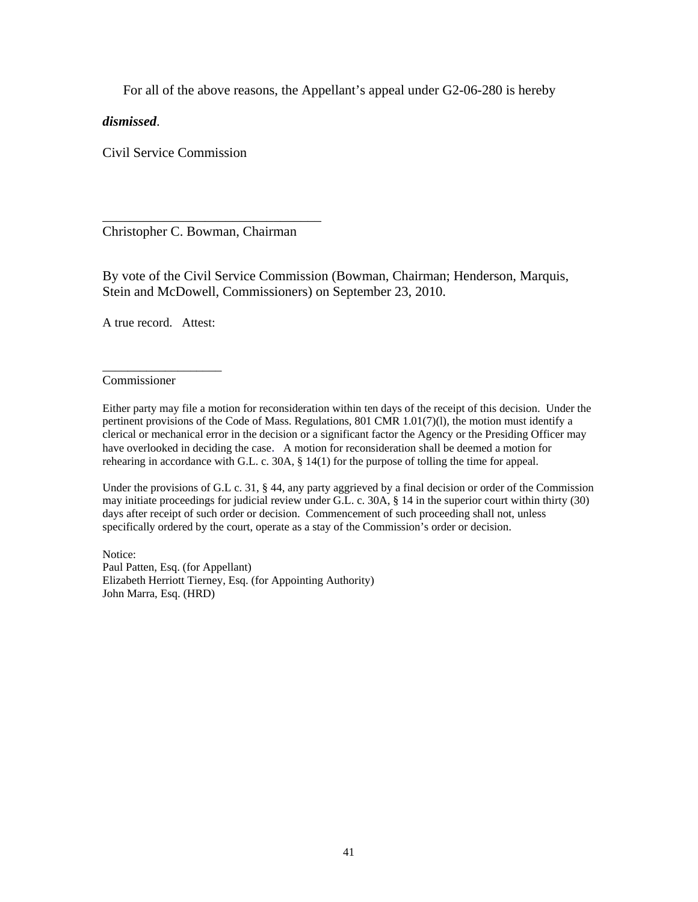For all of the above reasons, the Appellant's appeal under G2-06-280 is hereby

***dismissed***.

Civil Service Commission

\_\_\_\_\_\_\_\_\_\_\_\_\_\_\_\_\_\_\_\_\_\_\_\_\_\_\_\_\_\_\_\_\_
Christopher C. Bowman, Chairman

By vote of the Civil Service Commission (Bowman, Chairman; Henderson, Marquis, Stein and McDowell, Commissioners) on September 23, 2010.

A true record. Attest:

\_\_\_\_\_\_\_\_\_\_\_\_\_\_\_\_\_\_\_
Commissioner

Either party may file a motion for reconsideration within ten days of the receipt of this decision. Under the pertinent provisions of the Code of Mass. Regulations, 801 CMR 1.01(7)(l), the motion must identify a clerical or mechanical error in the decision or a significant factor the Agency or the Presiding Officer may have overlooked in deciding the case. A motion for reconsideration shall be deemed a motion for rehearing in accordance with G.L. c. 30A, § 14(1) for the purpose of tolling the time for appeal.

Under the provisions of G.L c. 31, § 44, any party aggrieved by a final decision or order of the Commission may initiate proceedings for judicial review under G.L. c. 30A, § 14 in the superior court within thirty (30) days after receipt of such order or decision. Commencement of such proceeding shall not, unless specifically ordered by the court, operate as a stay of the Commission's order or decision.

Notice:
Paul Patten, Esq. (for Appellant)
Elizabeth Herriott Tierney, Esq. (for Appointing Authority)
John Marra, Esq. (HRD)